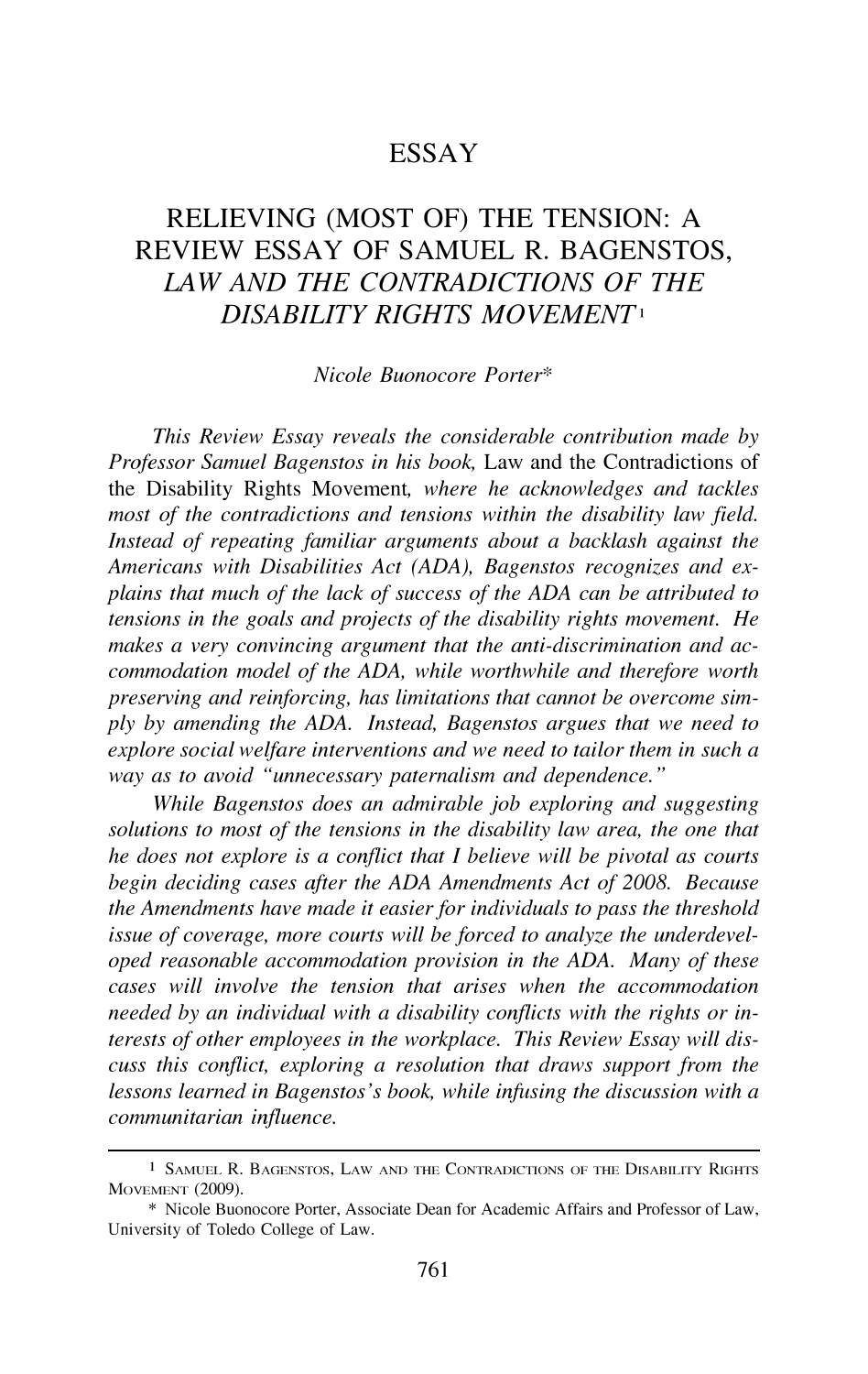ESSAY

# RELIEVING (MOST OF) THE TENSION: A REVIEW ESSAY OF SAMUEL R. BAGENSTOS, *LAW AND THE CONTRADICTIONS OF THE DISABILITY RIGHTS MOVEMENT*[1]

*Nicole Buonocore Porter**

*This Review Essay reveals the considerable contribution made by Professor Samuel Bagenstos in his book,* Law and the Contradictions of the Disability Rights Movement*, where he acknowledges and tackles most of the contradictions and tensions within the disability law field. Instead of repeating familiar arguments about a backlash against the Americans with Disabilities Act (ADA), Bagenstos recognizes and explains that much of the lack of success of the ADA can be attributed to tensions in the goals and projects of the disability rights movement. He makes a very convincing argument that the anti-discrimination and accommodation model of the ADA, while worthwhile and therefore worth preserving and reinforcing, has limitations that cannot be overcome simply by amending the ADA. Instead, Bagenstos argues that we need to explore social welfare interventions and we need to tailor them in such a way as to avoid "unnecessary paternalism and dependence."*

*While Bagenstos does an admirable job exploring and suggesting solutions to most of the tensions in the disability law area, the one that he does not explore is a conflict that I believe will be pivotal as courts begin deciding cases after the ADA Amendments Act of 2008. Because the Amendments have made it easier for individuals to pass the threshold issue of coverage, more courts will be forced to analyze the underdeveloped reasonable accommodation provision in the ADA. Many of these cases will involve the tension that arises when the accommodation needed by an individual with a disability conflicts with the rights or interests of other employees in the workplace. This Review Essay will discuss this conflict, exploring a resolution that draws support from the lessons learned in Bagenstos's book, while infusing the discussion with a communitarian influence.*

---

[1] SAMUEL R. BAGENSTOS, LAW AND THE CONTRADICTIONS OF THE DISABILITY RIGHTS MOVEMENT (2009).

\* Nicole Buonocore Porter, Associate Dean for Academic Affairs and Professor of Law, University of Toledo College of Law.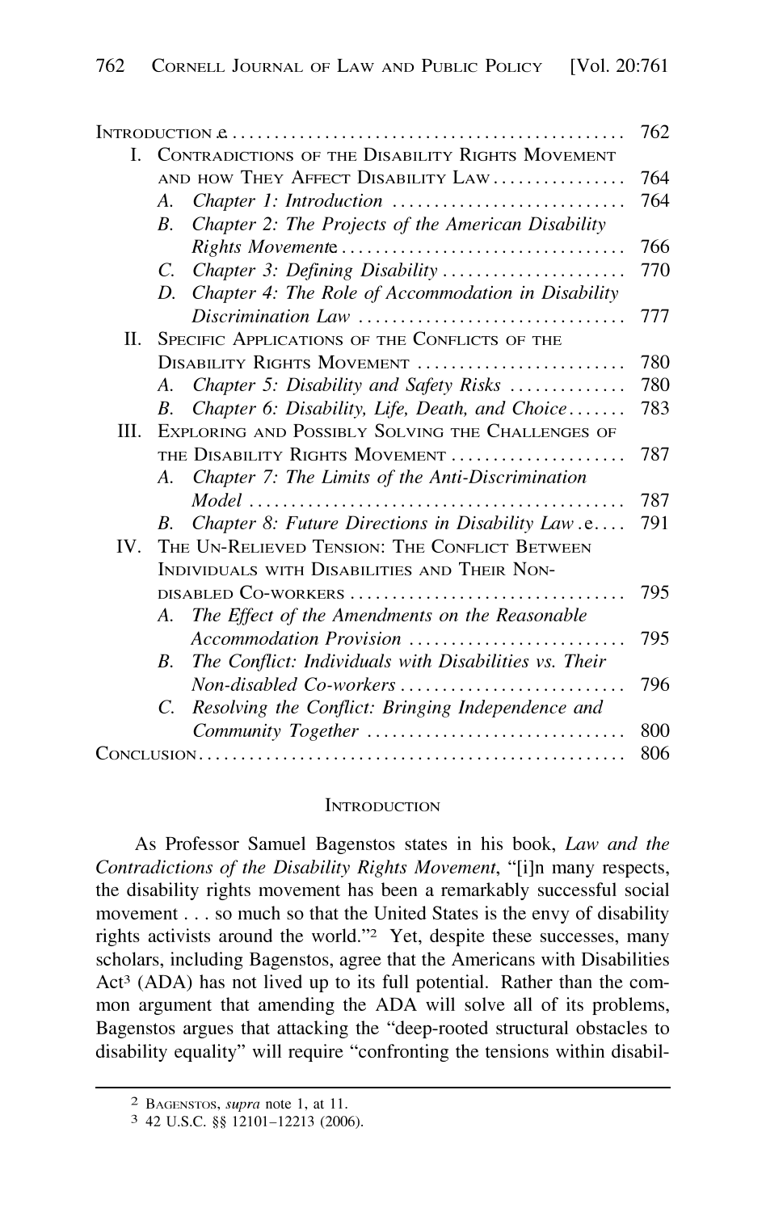| | |
|---|---|
| Introduction | 762 |
| I. Contradictions of the Disability Rights Movement and how They Affect Disability Law | 764 |
| A. *Chapter 1: Introduction* | 764 |
| B. *Chapter 2: The Projects of the American Disability Rights Movement* | 766 |
| C. *Chapter 3: Defining Disability* | 770 |
| D. *Chapter 4: The Role of Accommodation in Disability Discrimination Law* | 777 |
| II. Specific Applications of the Conflicts of the Disability Rights Movement | 780 |
| A. *Chapter 5: Disability and Safety Risks* | 780 |
| B. *Chapter 6: Disability, Life, Death, and Choice* | 783 |
| III. Exploring and Possibly Solving the Challenges of the Disability Rights Movement | 787 |
| A. *Chapter 7: The Limits of the Anti-Discrimination Model* | 787 |
| B. *Chapter 8: Future Directions in Disability Law* | 791 |
| IV. The Un-Relieved Tension: The Conflict Between Individuals with Disabilities and Their Non-disabled Co-workers | 795 |
| A. *The Effect of the Amendments on the Reasonable Accommodation Provision* | 795 |
| B. *The Conflict: Individuals with Disabilities vs. Their Non-disabled Co-workers* | 796 |
| C. *Resolving the Conflict: Bringing Independence and Community Together* | 800 |
| Conclusion | 806 |

## Introduction

As Professor Samuel Bagenstos states in his book, *Law and the Contradictions of the Disability Rights Movement*, "[i]n many respects, the disability rights movement has been a remarkably successful social movement . . . so much so that the United States is the envy of disability rights activists around the world."[2] Yet, despite these successes, many scholars, including Bagenstos, agree that the Americans with Disabilities Act[3] (ADA) has not lived up to its full potential. Rather than the common argument that amending the ADA will solve all of its problems, Bagenstos argues that attacking the "deep-rooted structural obstacles to disability equality" will require "confronting the tensions within disabil-

---

[2] Bagenstos, *supra* note 1, at 11.

[3] 42 U.S.C. §§ 12101–12213 (2006).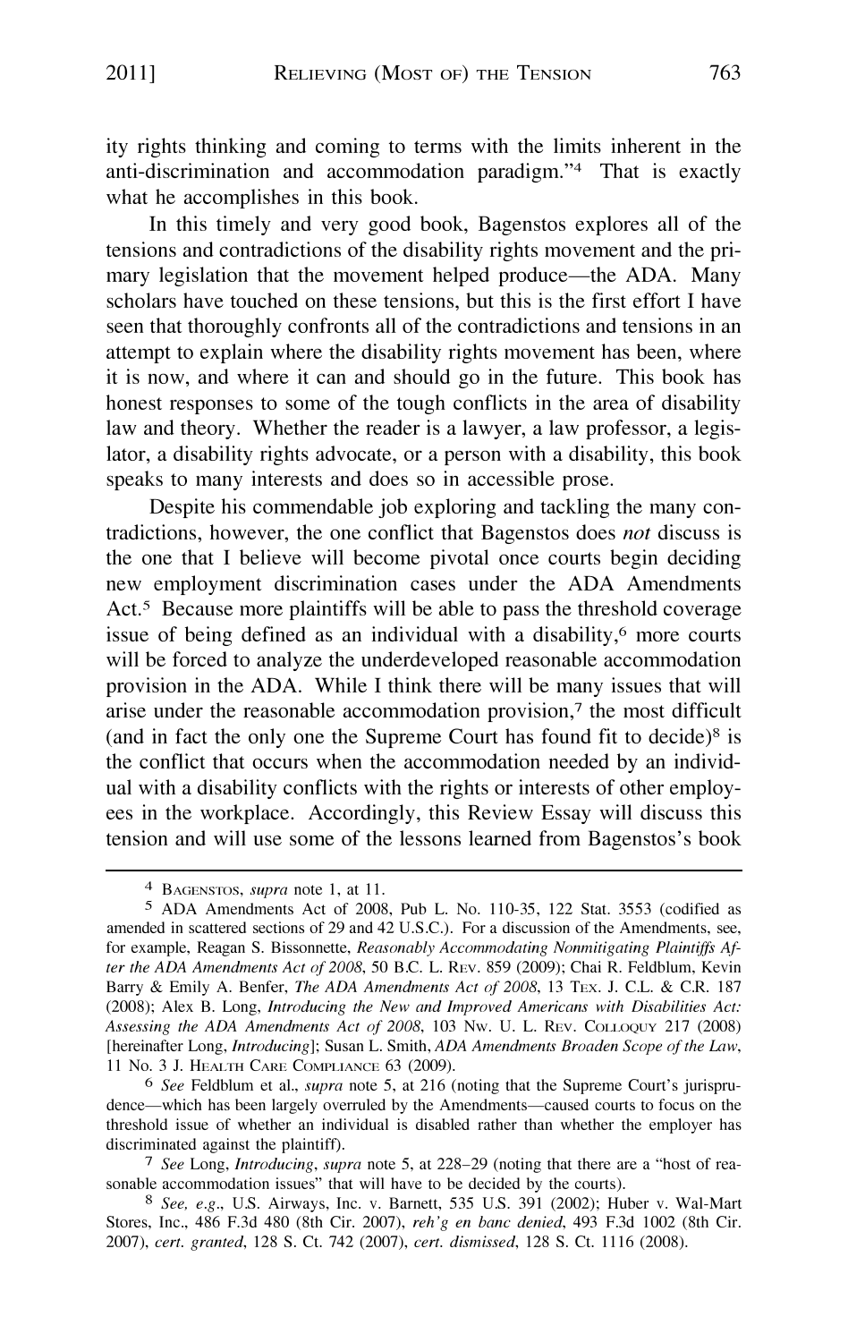ity rights thinking and coming to terms with the limits inherent in the anti-discrimination and accommodation paradigm."[4] That is exactly what he accomplishes in this book.

In this timely and very good book, Bagenstos explores all of the tensions and contradictions of the disability rights movement and the primary legislation that the movement helped produce—the ADA. Many scholars have touched on these tensions, but this is the first effort I have seen that thoroughly confronts all of the contradictions and tensions in an attempt to explain where the disability rights movement has been, where it is now, and where it can and should go in the future. This book has honest responses to some of the tough conflicts in the area of disability law and theory. Whether the reader is a lawyer, a law professor, a legislator, a disability rights advocate, or a person with a disability, this book speaks to many interests and does so in accessible prose.

Despite his commendable job exploring and tackling the many contradictions, however, the one conflict that Bagenstos does *not* discuss is the one that I believe will become pivotal once courts begin deciding new employment discrimination cases under the ADA Amendments Act.[5] Because more plaintiffs will be able to pass the threshold coverage issue of being defined as an individual with a disability,[6] more courts will be forced to analyze the underdeveloped reasonable accommodation provision in the ADA. While I think there will be many issues that will arise under the reasonable accommodation provision,[7] the most difficult (and in fact the only one the Supreme Court has found fit to decide)[8] is the conflict that occurs when the accommodation needed by an individual with a disability conflicts with the rights or interests of other employees in the workplace. Accordingly, this Review Essay will discuss this tension and will use some of the lessons learned from Bagenstos's book

---

[4] BAGENSTOS, *supra* note 1, at 11.

[5] ADA Amendments Act of 2008, Pub L. No. 110-35, 122 Stat. 3553 (codified as amended in scattered sections of 29 and 42 U.S.C.). For a discussion of the Amendments, see, for example, Reagan S. Bissonnette, *Reasonably Accommodating Nonmitigating Plaintiffs After the ADA Amendments Act of 2008*, 50 B.C. L. REV. 859 (2009); Chai R. Feldblum, Kevin Barry & Emily A. Benfer, *The ADA Amendments Act of 2008*, 13 TEX. J. C.L. & C.R. 187 (2008); Alex B. Long, *Introducing the New and Improved Americans with Disabilities Act: Assessing the ADA Amendments Act of 2008*, 103 NW. U. L. REV. COLLOQUY 217 (2008) [hereinafter Long, *Introducing*]; Susan L. Smith, *ADA Amendments Broaden Scope of the Law*, 11 No. 3 J. HEALTH CARE COMPLIANCE 63 (2009).

[6] *See* Feldblum et al., *supra* note 5, at 216 (noting that the Supreme Court's jurisprudence—which has been largely overruled by the Amendments—caused courts to focus on the threshold issue of whether an individual is disabled rather than whether the employer has discriminated against the plaintiff).

[7] *See* Long, *Introducing*, *supra* note 5, at 228–29 (noting that there are a "host of reasonable accommodation issues" that will have to be decided by the courts).

[8] *See, e.g.*, U.S. Airways, Inc. v. Barnett, 535 U.S. 391 (2002); Huber v. Wal-Mart Stores, Inc., 486 F.3d 480 (8th Cir. 2007), *reh'g en banc denied*, 493 F.3d 1002 (8th Cir. 2007), *cert. granted*, 128 S. Ct. 742 (2007), *cert. dismissed*, 128 S. Ct. 1116 (2008).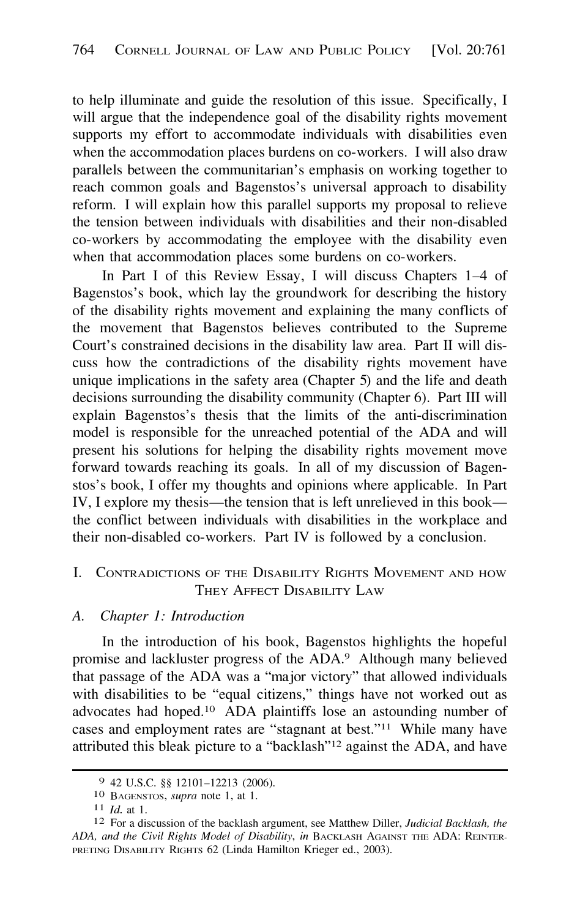to help illuminate and guide the resolution of this issue. Specifically, I will argue that the independence goal of the disability rights movement supports my effort to accommodate individuals with disabilities even when the accommodation places burdens on co-workers. I will also draw parallels between the communitarian's emphasis on working together to reach common goals and Bagenstos's universal approach to disability reform. I will explain how this parallel supports my proposal to relieve the tension between individuals with disabilities and their non-disabled co-workers by accommodating the employee with the disability even when that accommodation places some burdens on co-workers.

In Part I of this Review Essay, I will discuss Chapters 1–4 of Bagenstos's book, which lay the groundwork for describing the history of the disability rights movement and explaining the many conflicts of the movement that Bagenstos believes contributed to the Supreme Court's constrained decisions in the disability law area. Part II will discuss how the contradictions of the disability rights movement have unique implications in the safety area (Chapter 5) and the life and death decisions surrounding the disability community (Chapter 6). Part III will explain Bagenstos's thesis that the limits of the anti-discrimination model is responsible for the unreached potential of the ADA and will present his solutions for helping the disability rights movement move forward towards reaching its goals. In all of my discussion of Bagenstos's book, I offer my thoughts and opinions where applicable. In Part IV, I explore my thesis—the tension that is left unrelieved in this book—the conflict between individuals with disabilities in the workplace and their non-disabled co-workers. Part IV is followed by a conclusion.

## I. Contradictions of the Disability Rights Movement and how They Affect Disability Law

### A. *Chapter 1: Introduction*

In the introduction of his book, Bagenstos highlights the hopeful promise and lackluster progress of the ADA.[9] Although many believed that passage of the ADA was a "major victory" that allowed individuals with disabilities to be "equal citizens," things have not worked out as advocates had hoped.[10] ADA plaintiffs lose an astounding number of cases and employment rates are "stagnant at best."[11] While many have attributed this bleak picture to a "backlash"[12] against the ADA, and have

---

[9] 42 U.S.C. §§ 12101–12213 (2006).

[10] Bagenstos, *supra* note 1, at 1.

[11] *Id.* at 1.

[12] For a discussion of the backlash argument, see Matthew Diller, *Judicial Backlash, the ADA, and the Civil Rights Model of Disability*, *in* Backlash Against the ADA: Reinterpreting Disability Rights 62 (Linda Hamilton Krieger ed., 2003).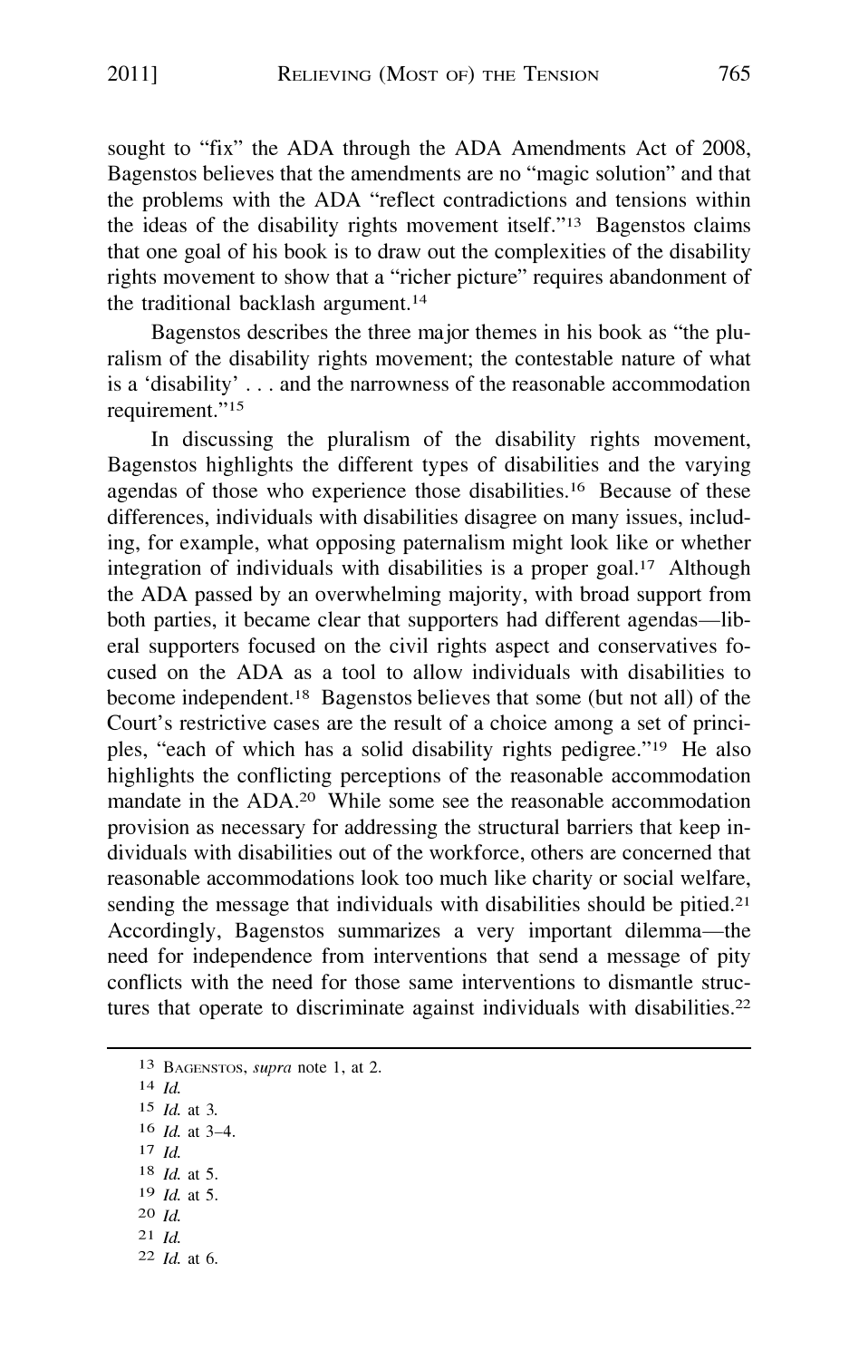sought to "fix" the ADA through the ADA Amendments Act of 2008, Bagenstos believes that the amendments are no "magic solution" and that the problems with the ADA "reflect contradictions and tensions within the ideas of the disability rights movement itself."[13] Bagenstos claims that one goal of his book is to draw out the complexities of the disability rights movement to show that a "richer picture" requires abandonment of the traditional backlash argument.[14]

Bagenstos describes the three major themes in his book as "the pluralism of the disability rights movement; the contestable nature of what is a 'disability' . . . and the narrowness of the reasonable accommodation requirement."[15]

In discussing the pluralism of the disability rights movement, Bagenstos highlights the different types of disabilities and the varying agendas of those who experience those disabilities.[16] Because of these differences, individuals with disabilities disagree on many issues, including, for example, what opposing paternalism might look like or whether integration of individuals with disabilities is a proper goal.[17] Although the ADA passed by an overwhelming majority, with broad support from both parties, it became clear that supporters had different agendas—liberal supporters focused on the civil rights aspect and conservatives focused on the ADA as a tool to allow individuals with disabilities to become independent.[18] Bagenstos believes that some (but not all) of the Court's restrictive cases are the result of a choice among a set of principles, "each of which has a solid disability rights pedigree."[19] He also highlights the conflicting perceptions of the reasonable accommodation mandate in the ADA.[20] While some see the reasonable accommodation provision as necessary for addressing the structural barriers that keep individuals with disabilities out of the workforce, others are concerned that reasonable accommodations look too much like charity or social welfare, sending the message that individuals with disabilities should be pitied.[21] Accordingly, Bagenstos summarizes a very important dilemma—the need for independence from interventions that send a message of pity conflicts with the need for those same interventions to dismantle structures that operate to discriminate against individuals with disabilities.[22]

---

[13] BAGENSTOS, *supra* note 1, at 2.

[14] *Id.*

[15] *Id.* at 3.

[16] *Id.* at 3–4.

[17] *Id.*

[18] *Id.* at 5.

[19] *Id.* at 5.

[20] *Id.*

[21] *Id.*

[22] *Id.* at 6.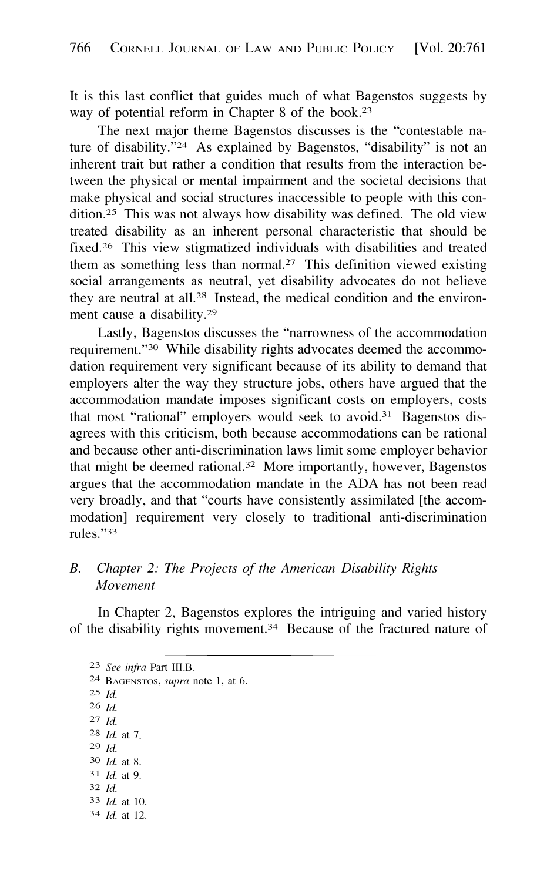It is this last conflict that guides much of what Bagenstos suggests by way of potential reform in Chapter 8 of the book.[23]

The next major theme Bagenstos discusses is the "contestable nature of disability."[24] As explained by Bagenstos, "disability" is not an inherent trait but rather a condition that results from the interaction between the physical or mental impairment and the societal decisions that make physical and social structures inaccessible to people with this condition.[25] This was not always how disability was defined. The old view treated disability as an inherent personal characteristic that should be fixed.[26] This view stigmatized individuals with disabilities and treated them as something less than normal.[27] This definition viewed existing social arrangements as neutral, yet disability advocates do not believe they are neutral at all.[28] Instead, the medical condition and the environment cause a disability.[29]

Lastly, Bagenstos discusses the "narrowness of the accommodation requirement."[30] While disability rights advocates deemed the accommodation requirement very significant because of its ability to demand that employers alter the way they structure jobs, others have argued that the accommodation mandate imposes significant costs on employers, costs that most "rational" employers would seek to avoid.[31] Bagenstos disagrees with this criticism, both because accommodations can be rational and because other anti-discrimination laws limit some employer behavior that might be deemed rational.[32] More importantly, however, Bagenstos argues that the accommodation mandate in the ADA has not been read very broadly, and that "courts have consistently assimilated [the accommodation] requirement very closely to traditional anti-discrimination rules."[33]

### B. *Chapter 2: The Projects of the American Disability Rights Movement*

In Chapter 2, Bagenstos explores the intriguing and varied history of the disability rights movement.[34] Because of the fractured nature of

---

[23] *See infra* Part III.B.

[24] Bagenstos, *supra* note 1, at 6.

[25] *Id.*

[26] *Id.*

[27] *Id.*

[28] *Id.* at 7.

[29] *Id.*

[30] *Id.* at 8.

[31] *Id.* at 9.

[32] *Id.*

[33] *Id.* at 10.

[34] *Id.* at 12.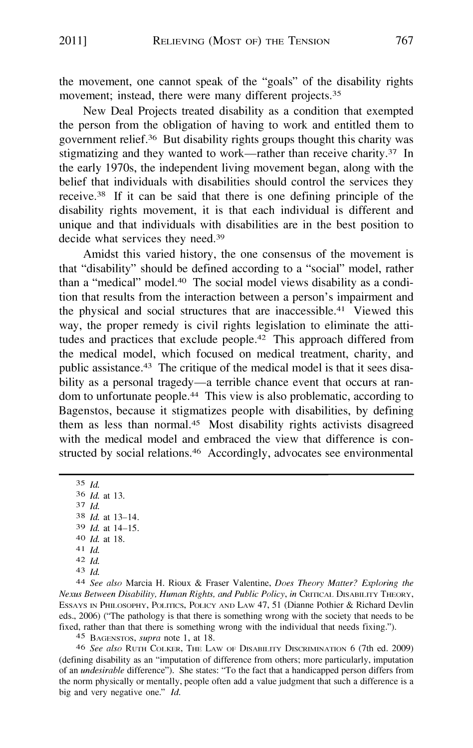the movement, one cannot speak of the "goals" of the disability rights movement; instead, there were many different projects.[35]

New Deal Projects treated disability as a condition that exempted the person from the obligation of having to work and entitled them to government relief.[36] But disability rights groups thought this charity was stigmatizing and they wanted to work—rather than receive charity.[37] In the early 1970s, the independent living movement began, along with the belief that individuals with disabilities should control the services they receive.[38] If it can be said that there is one defining principle of the disability rights movement, it is that each individual is different and unique and that individuals with disabilities are in the best position to decide what services they need.[39]

Amidst this varied history, the one consensus of the movement is that "disability" should be defined according to a "social" model, rather than a "medical" model.[40] The social model views disability as a condition that results from the interaction between a person's impairment and the physical and social structures that are inaccessible.[41] Viewed this way, the proper remedy is civil rights legislation to eliminate the attitudes and practices that exclude people.[42] This approach differed from the medical model, which focused on medical treatment, charity, and public assistance.[43] The critique of the medical model is that it sees disability as a personal tragedy—a terrible chance event that occurs at random to unfortunate people.[44] This view is also problematic, according to Bagenstos, because it stigmatizes people with disabilities, by defining them as less than normal.[45] Most disability rights activists disagreed with the medical model and embraced the view that difference is constructed by social relations.[46] Accordingly, advocates see environmental

---

[35] *Id.*

[36] *Id.* at 13.

[37] *Id.*

[38] *Id.* at 13–14.

[39] *Id.* at 14–15.

[40] *Id.* at 18.

[41] *Id.*

[42] *Id.*

[43] *Id.*

[44] *See also* Marcia H. Rioux & Fraser Valentine, *Does Theory Matter? Exploring the Nexus Between Disability, Human Rights, and Public Policy*, *in* CRITICAL DISABILITY THEORY, ESSAYS IN PHILOSOPHY, POLITICS, POLICY AND LAW 47, 51 (Dianne Pothier & Richard Devlin eds., 2006) ("The pathology is that there is something wrong with the society that needs to be fixed, rather than that there is something wrong with the individual that needs fixing.").

[45] BAGENSTOS, *supra* note 1, at 18.

[46] *See also* RUTH COLKER, THE LAW OF DISABILITY DISCRIMINATION 6 (7th ed. 2009) (defining disability as an "imputation of difference from others; more particularly, imputation of an *undesirable* difference"). She states: "To the fact that a handicapped person differs from the norm physically or mentally, people often add a value judgment that such a difference is a big and very negative one." *Id.*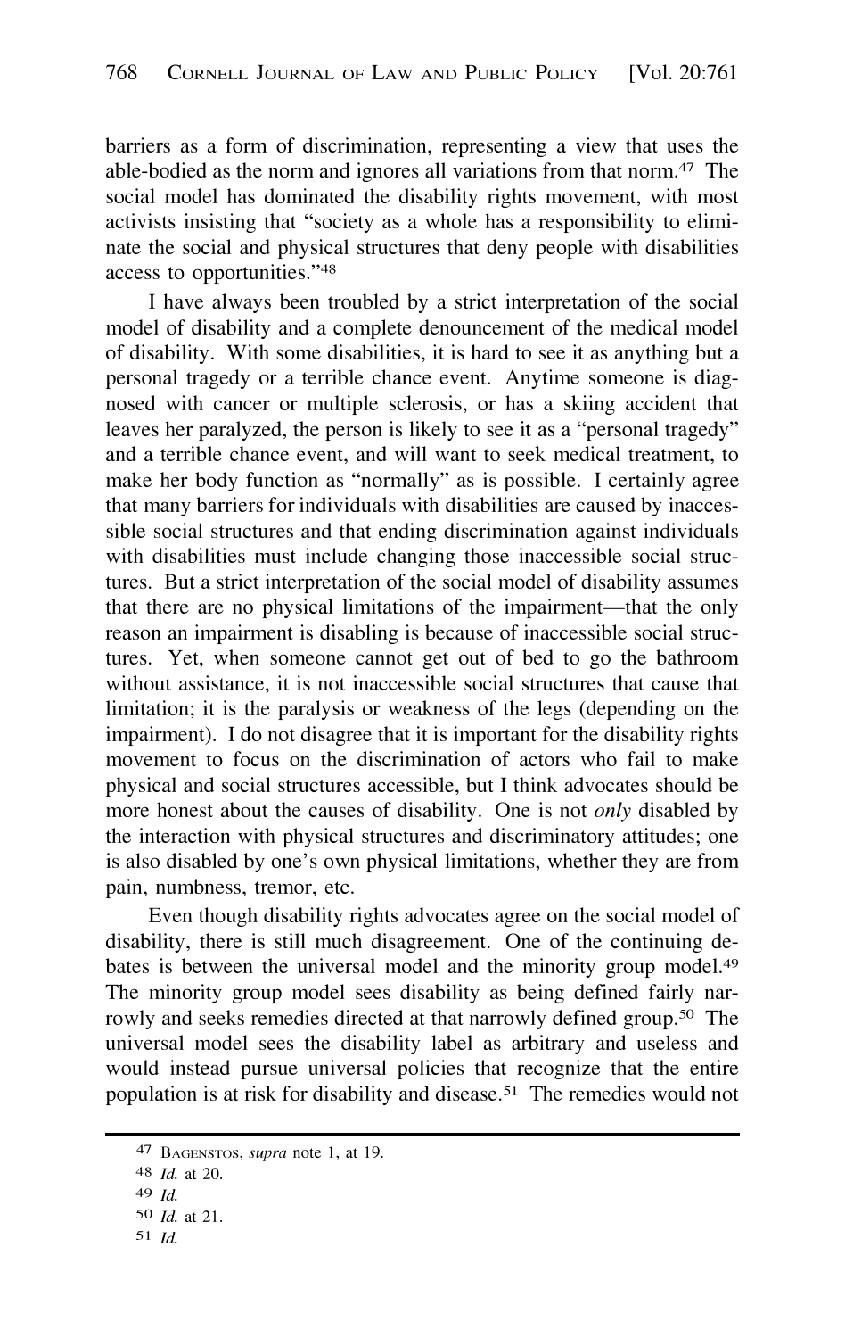barriers as a form of discrimination, representing a view that uses the able-bodied as the norm and ignores all variations from that norm.[47] The social model has dominated the disability rights movement, with most activists insisting that "society as a whole has a responsibility to eliminate the social and physical structures that deny people with disabilities access to opportunities."[48]

I have always been troubled by a strict interpretation of the social model of disability and a complete denouncement of the medical model of disability. With some disabilities, it is hard to see it as anything but a personal tragedy or a terrible chance event. Anytime someone is diagnosed with cancer or multiple sclerosis, or has a skiing accident that leaves her paralyzed, the person is likely to see it as a "personal tragedy" and a terrible chance event, and will want to seek medical treatment, to make her body function as "normally" as is possible. I certainly agree that many barriers for individuals with disabilities are caused by inaccessible social structures and that ending discrimination against individuals with disabilities must include changing those inaccessible social structures. But a strict interpretation of the social model of disability assumes that there are no physical limitations of the impairment—that the only reason an impairment is disabling is because of inaccessible social structures. Yet, when someone cannot get out of bed to go the bathroom without assistance, it is not inaccessible social structures that cause that limitation; it is the paralysis or weakness of the legs (depending on the impairment). I do not disagree that it is important for the disability rights movement to focus on the discrimination of actors who fail to make physical and social structures accessible, but I think advocates should be more honest about the causes of disability. One is not *only* disabled by the interaction with physical structures and discriminatory attitudes; one is also disabled by one's own physical limitations, whether they are from pain, numbness, tremor, etc.

Even though disability rights advocates agree on the social model of disability, there is still much disagreement. One of the continuing debates is between the universal model and the minority group model.[49] The minority group model sees disability as being defined fairly narrowly and seeks remedies directed at that narrowly defined group.[50] The universal model sees the disability label as arbitrary and useless and would instead pursue universal policies that recognize that the entire population is at risk for disability and disease.[51] The remedies would not

---

[47] BAGENSTOS, *supra* note 1, at 19.

[48] *Id.* at 20.

[49] *Id.*

[50] *Id.* at 21.

[51] *Id.*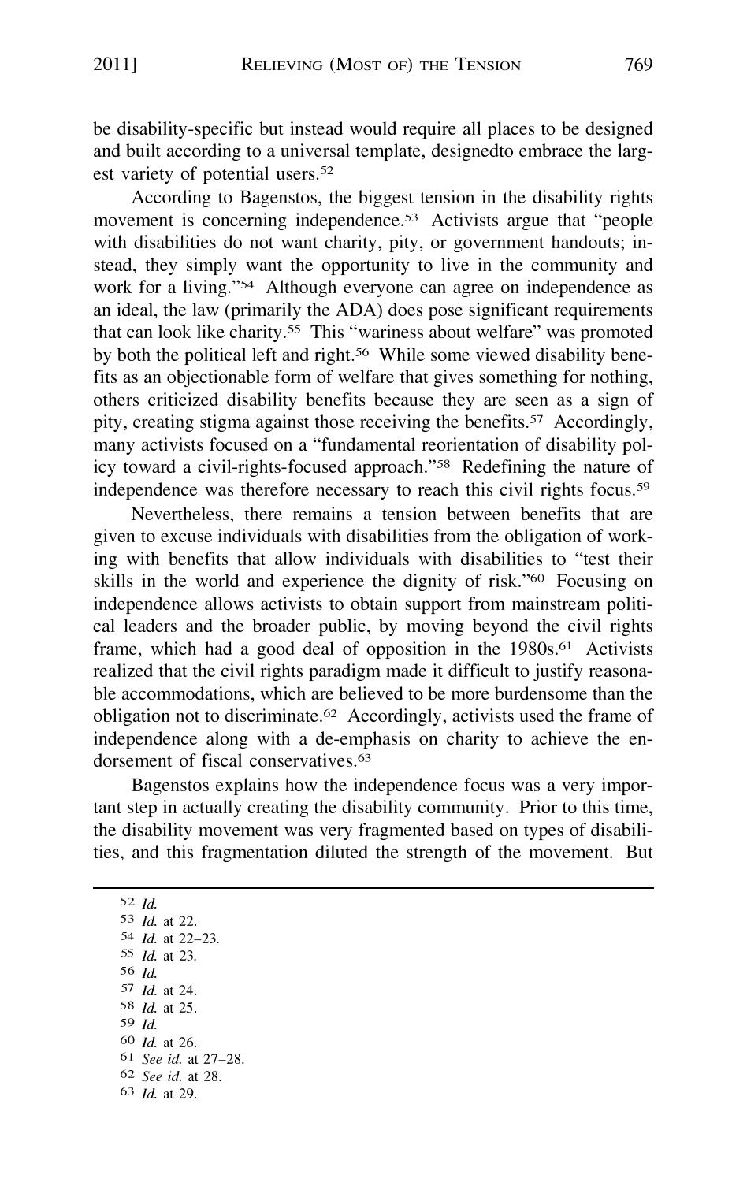be disability-specific but instead would require all places to be designed and built according to a universal template, designedto embrace the largest variety of potential users.[52]

According to Bagenstos, the biggest tension in the disability rights movement is concerning independence.[53] Activists argue that "people with disabilities do not want charity, pity, or government handouts; instead, they simply want the opportunity to live in the community and work for a living."[54] Although everyone can agree on independence as an ideal, the law (primarily the ADA) does pose significant requirements that can look like charity.[55] This "wariness about welfare" was promoted by both the political left and right.[56] While some viewed disability benefits as an objectionable form of welfare that gives something for nothing, others criticized disability benefits because they are seen as a sign of pity, creating stigma against those receiving the benefits.[57] Accordingly, many activists focused on a "fundamental reorientation of disability policy toward a civil-rights-focused approach."[58] Redefining the nature of independence was therefore necessary to reach this civil rights focus.[59]

Nevertheless, there remains a tension between benefits that are given to excuse individuals with disabilities from the obligation of working with benefits that allow individuals with disabilities to "test their skills in the world and experience the dignity of risk."[60] Focusing on independence allows activists to obtain support from mainstream political leaders and the broader public, by moving beyond the civil rights frame, which had a good deal of opposition in the 1980s.[61] Activists realized that the civil rights paradigm made it difficult to justify reasonable accommodations, which are believed to be more burdensome than the obligation not to discriminate.[62] Accordingly, activists used the frame of independence along with a de-emphasis on charity to achieve the endorsement of fiscal conservatives.[63]

Bagenstos explains how the independence focus was a very important step in actually creating the disability community. Prior to this time, the disability movement was very fragmented based on types of disabilities, and this fragmentation diluted the strength of the movement. But

---

52 *Id.*

53 *Id.* at 22.

54 *Id.* at 22–23.

55 *Id.* at 23.

56 *Id.*

57 *Id.* at 24.

58 *Id.* at 25.

59 *Id.*

60 *Id.* at 26.

61 *See id.* at 27–28.

62 *See id.* at 28.

63 *Id.* at 29.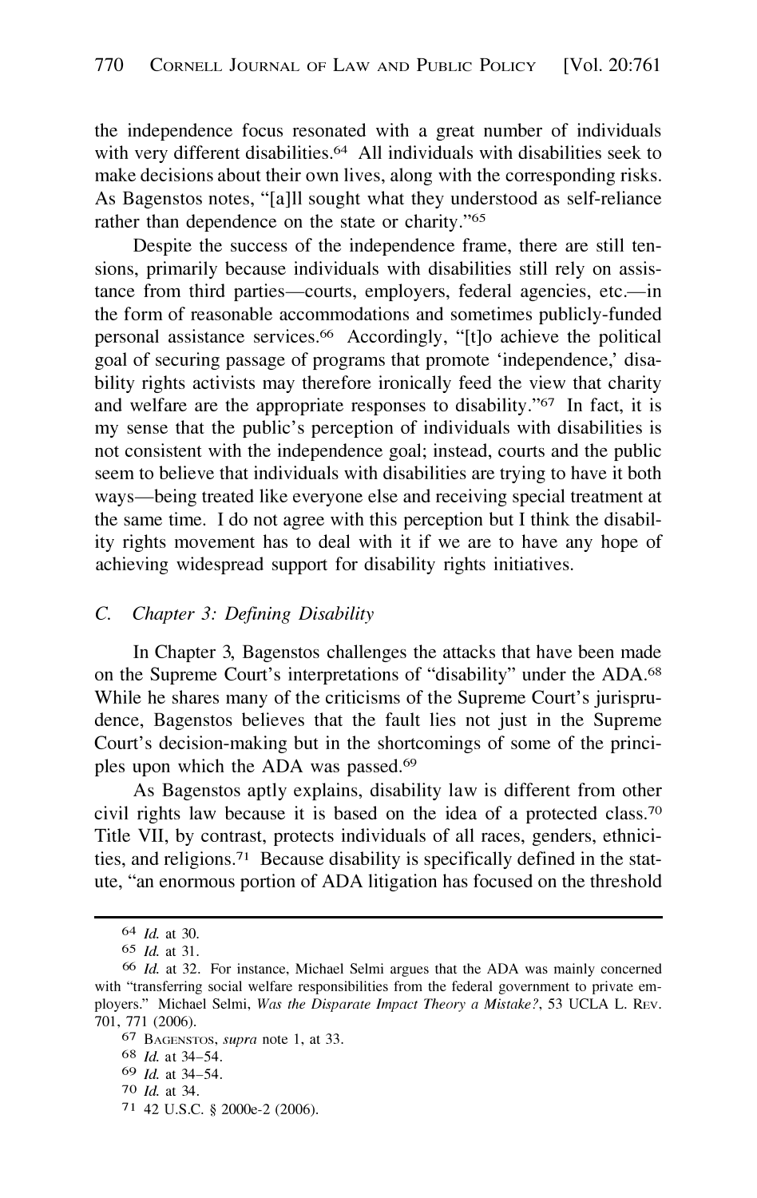the independence focus resonated with a great number of individuals with very different disabilities.[64] All individuals with disabilities seek to make decisions about their own lives, along with the corresponding risks. As Bagenstos notes, "[a]ll sought what they understood as self-reliance rather than dependence on the state or charity."[65]

Despite the success of the independence frame, there are still tensions, primarily because individuals with disabilities still rely on assistance from third parties—courts, employers, federal agencies, etc.—in the form of reasonable accommodations and sometimes publicly-funded personal assistance services.[66] Accordingly, "[t]o achieve the political goal of securing passage of programs that promote 'independence,' disability rights activists may therefore ironically feed the view that charity and welfare are the appropriate responses to disability."[67] In fact, it is my sense that the public's perception of individuals with disabilities is not consistent with the independence goal; instead, courts and the public seem to believe that individuals with disabilities are trying to have it both ways—being treated like everyone else and receiving special treatment at the same time. I do not agree with this perception but I think the disability rights movement has to deal with it if we are to have any hope of achieving widespread support for disability rights initiatives.

### C. *Chapter 3: Defining Disability*

In Chapter 3, Bagenstos challenges the attacks that have been made on the Supreme Court's interpretations of "disability" under the ADA.[68] While he shares many of the criticisms of the Supreme Court's jurisprudence, Bagenstos believes that the fault lies not just in the Supreme Court's decision-making but in the shortcomings of some of the principles upon which the ADA was passed.[69]

As Bagenstos aptly explains, disability law is different from other civil rights law because it is based on the idea of a protected class.[70] Title VII, by contrast, protects individuals of all races, genders, ethnicities, and religions.[71] Because disability is specifically defined in the statute, "an enormous portion of ADA litigation has focused on the threshold

---

[64] *Id.* at 30.

[65] *Id.* at 31.

[66] *Id.* at 32. For instance, Michael Selmi argues that the ADA was mainly concerned with "transferring social welfare responsibilities from the federal government to private employers." Michael Selmi, *Was the Disparate Impact Theory a Mistake?*, 53 UCLA L. Rev. 701, 771 (2006).

[67] Bagenstos, *supra* note 1, at 33.

[68] *Id.* at 34–54.

[69] *Id.* at 34–54.

[70] *Id.* at 34.

[71] 42 U.S.C. § 2000e-2 (2006).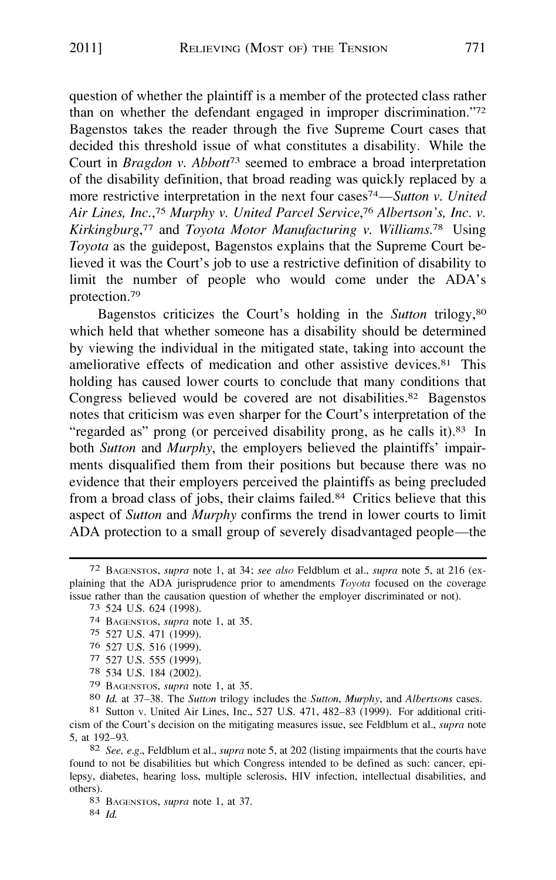question of whether the plaintiff is a member of the protected class rather than on whether the defendant engaged in improper discrimination."[72] Bagenstos takes the reader through the five Supreme Court cases that decided this threshold issue of what constitutes a disability. While the Court in *Bragdon v. Abbott*[73] seemed to embrace a broad interpretation of the disability definition, that broad reading was quickly replaced by a more restrictive interpretation in the next four cases[74]—*Sutton v. United Air Lines, Inc.*,[75] *Murphy v. United Parcel Service*,[76] *Albertson's, Inc. v. Kirkingburg*,[77] and *Toyota Motor Manufacturing v. Williams*.[78] Using *Toyota* as the guidepost, Bagenstos explains that the Supreme Court believed it was the Court's job to use a restrictive definition of disability to limit the number of people who would come under the ADA's protection.[79]

Bagenstos criticizes the Court's holding in the *Sutton* trilogy,[80] which held that whether someone has a disability should be determined by viewing the individual in the mitigated state, taking into account the ameliorative effects of medication and other assistive devices.[81] This holding has caused lower courts to conclude that many conditions that Congress believed would be covered are not disabilities.[82] Bagenstos notes that criticism was even sharper for the Court's interpretation of the "regarded as" prong (or perceived disability prong, as he calls it).[83] In both *Sutton* and *Murphy*, the employers believed the plaintiffs' impairments disqualified them from their positions but because there was no evidence that their employers perceived the plaintiffs as being precluded from a broad class of jobs, their claims failed.[84] Critics believe that this aspect of *Sutton* and *Murphy* confirms the trend in lower courts to limit ADA protection to a small group of severely disadvantaged people—the

---

[72] BAGENSTOS, *supra* note 1, at 34; *see also* Feldblum et al., *supra* note 5, at 216 (explaining that the ADA jurisprudence prior to amendments *Toyota* focused on the coverage issue rather than the causation question of whether the employer discriminated or not).

[73] 524 U.S. 624 (1998).

[74] BAGENSTOS, *supra* note 1, at 35.

[75] 527 U.S. 471 (1999).

[76] 527 U.S. 516 (1999).

[77] 527 U.S. 555 (1999).

[78] 534 U.S. 184 (2002).

[79] BAGENSTOS, *supra* note 1, at 35.

[80] *Id.* at 37–38. The *Sutton* trilogy includes the *Sutton*, *Murphy*, and *Albertsons* cases.

[81] Sutton v. United Air Lines, Inc., 527 U.S. 471, 482–83 (1999). For additional criticism of the Court's decision on the mitigating measures issue, see Feldblum et al., *supra* note 5, at 192–93.

[82] *See, e.g.*, Feldblum et al., *supra* note 5, at 202 (listing impairments that the courts have found to not be disabilities but which Congress intended to be defined as such: cancer, epilepsy, diabetes, hearing loss, multiple sclerosis, HIV infection, intellectual disabilities, and others).

[83] BAGENSTOS, *supra* note 1, at 37.

[84] *Id.*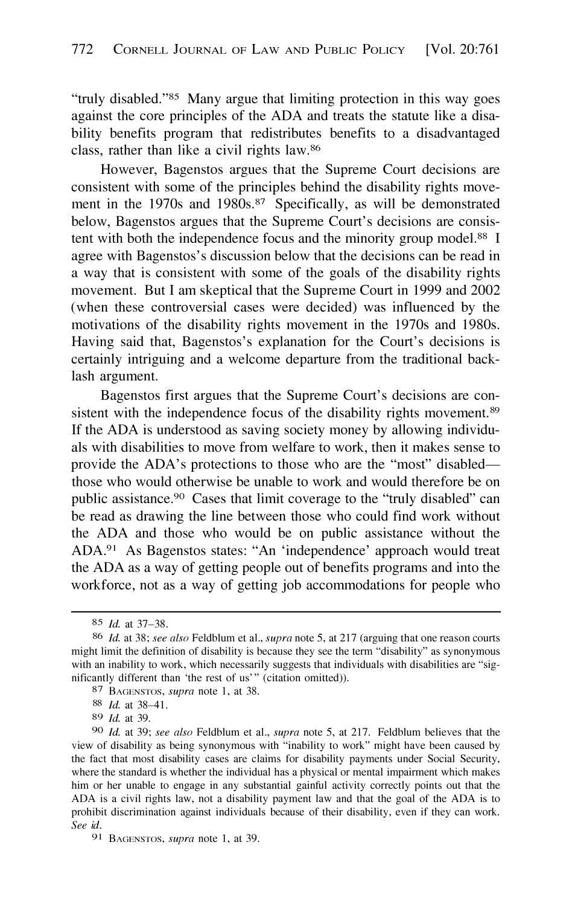"truly disabled."[85] Many argue that limiting protection in this way goes against the core principles of the ADA and treats the statute like a disability benefits program that redistributes benefits to a disadvantaged class, rather than like a civil rights law.[86]

However, Bagenstos argues that the Supreme Court decisions are consistent with some of the principles behind the disability rights movement in the 1970s and 1980s.[87] Specifically, as will be demonstrated below, Bagenstos argues that the Supreme Court's decisions are consistent with both the independence focus and the minority group model.[88] I agree with Bagenstos's discussion below that the decisions can be read in a way that is consistent with some of the goals of the disability rights movement. But I am skeptical that the Supreme Court in 1999 and 2002 (when these controversial cases were decided) was influenced by the motivations of the disability rights movement in the 1970s and 1980s. Having said that, Bagenstos's explanation for the Court's decisions is certainly intriguing and a welcome departure from the traditional backlash argument.

Bagenstos first argues that the Supreme Court's decisions are consistent with the independence focus of the disability rights movement.[89] If the ADA is understood as saving society money by allowing individuals with disabilities to move from welfare to work, then it makes sense to provide the ADA's protections to those who are the "most" disabled—those who would otherwise be unable to work and would therefore be on public assistance.[90] Cases that limit coverage to the "truly disabled" can be read as drawing the line between those who could find work without the ADA and those who would be on public assistance without the ADA.[91] As Bagenstos states: "An 'independence' approach would treat the ADA as a way of getting people out of benefits programs and into the workforce, not as a way of getting job accommodations for people who

---

[85] *Id.* at 37–38.

[86] *Id.* at 38; *see also* Feldblum et al., *supra* note 5, at 217 (arguing that one reason courts might limit the definition of disability is because they see the term "disability" as synonymous with an inability to work, which necessarily suggests that individuals with disabilities are "significantly different than 'the rest of us'" (citation omitted)).

[87] Bagenstos, *supra* note 1, at 38.

[88] *Id.* at 38–41.

[89] *Id.* at 39.

[90] *Id.* at 39; *see also* Feldblum et al., *supra* note 5, at 217. Feldblum believes that the view of disability as being synonymous with "inability to work" might have been caused by the fact that most disability cases are claims for disability payments under Social Security, where the standard is whether the individual has a physical or mental impairment which makes him or her unable to engage in any substantial gainful activity correctly points out that the ADA is a civil rights law, not a disability payment law and that the goal of the ADA is to prohibit discrimination against individuals because of their disability, even if they can work. *See id.*

[91] Bagenstos, *supra* note 1, at 39.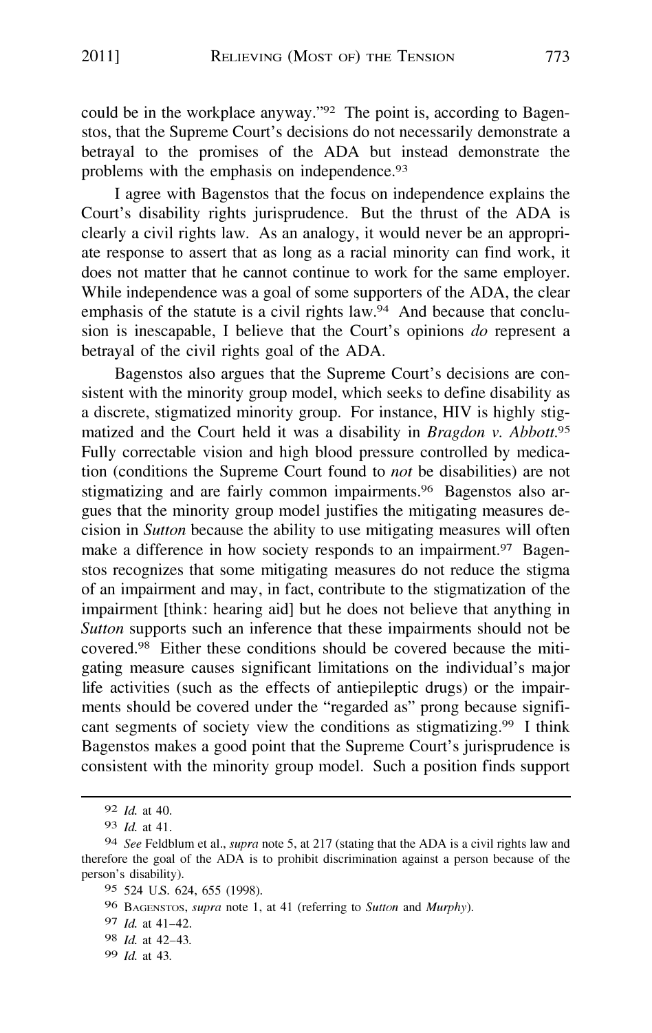could be in the workplace anyway."[92] The point is, according to Bagenstos, that the Supreme Court's decisions do not necessarily demonstrate a betrayal to the promises of the ADA but instead demonstrate the problems with the emphasis on independence.[93]

I agree with Bagenstos that the focus on independence explains the Court's disability rights jurisprudence. But the thrust of the ADA is clearly a civil rights law. As an analogy, it would never be an appropriate response to assert that as long as a racial minority can find work, it does not matter that he cannot continue to work for the same employer. While independence was a goal of some supporters of the ADA, the clear emphasis of the statute is a civil rights law.[94] And because that conclusion is inescapable, I believe that the Court's opinions *do* represent a betrayal of the civil rights goal of the ADA.

Bagenstos also argues that the Supreme Court's decisions are consistent with the minority group model, which seeks to define disability as a discrete, stigmatized minority group. For instance, HIV is highly stigmatized and the Court held it was a disability in *Bragdon v. Abbott*.[95] Fully correctable vision and high blood pressure controlled by medication (conditions the Supreme Court found to *not* be disabilities) are not stigmatizing and are fairly common impairments.[96] Bagenstos also argues that the minority group model justifies the mitigating measures decision in *Sutton* because the ability to use mitigating measures will often make a difference in how society responds to an impairment.[97] Bagenstos recognizes that some mitigating measures do not reduce the stigma of an impairment and may, in fact, contribute to the stigmatization of the impairment [think: hearing aid] but he does not believe that anything in *Sutton* supports such an inference that these impairments should not be covered.[98] Either these conditions should be covered because the mitigating measure causes significant limitations on the individual's major life activities (such as the effects of antiepileptic drugs) or the impairments should be covered under the "regarded as" prong because significant segments of society view the conditions as stigmatizing.[99] I think Bagenstos makes a good point that the Supreme Court's jurisprudence is consistent with the minority group model. Such a position finds support

---

[92] *Id.* at 40.

[93] *Id.* at 41.

[94] *See* Feldblum et al., *supra* note 5, at 217 (stating that the ADA is a civil rights law and therefore the goal of the ADA is to prohibit discrimination against a person because of the person's disability).

[95] 524 U.S. 624, 655 (1998).

[96] Bagenstos, *supra* note 1, at 41 (referring to *Sutton* and *Murphy*).

[97] *Id.* at 41–42.

[98] *Id.* at 42–43.

[99] *Id.* at 43.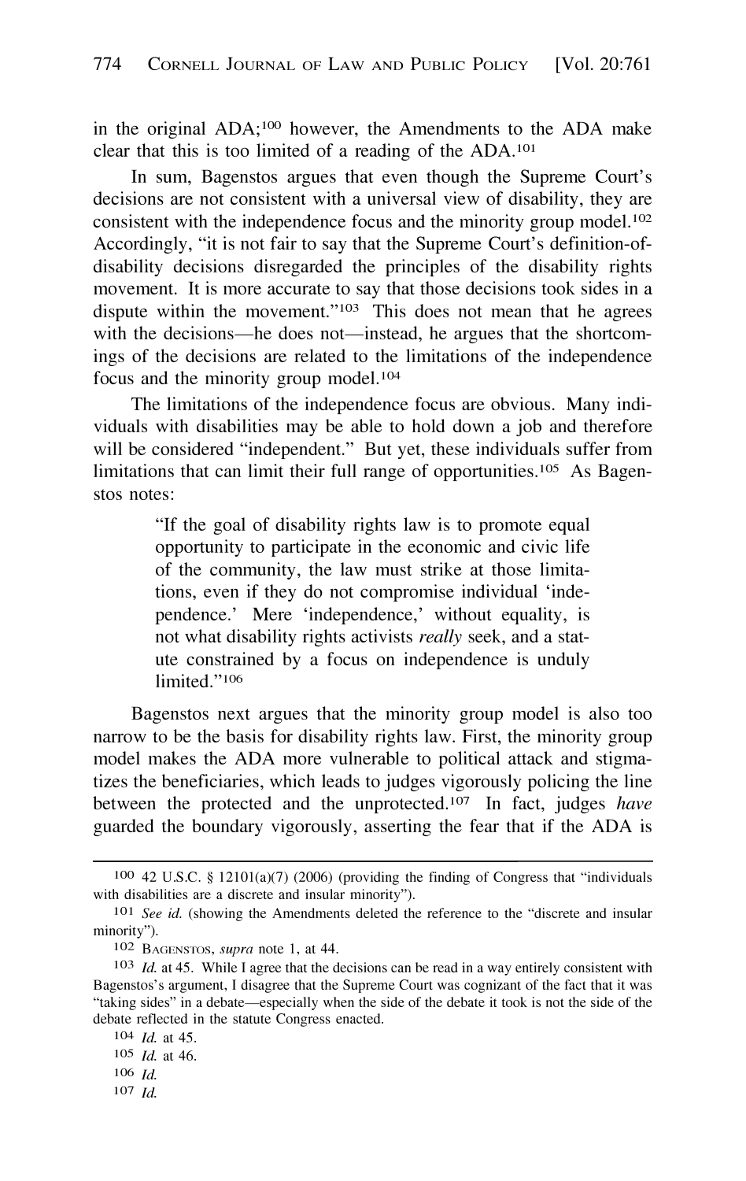in the original ADA;[100] however, the Amendments to the ADA make clear that this is too limited of a reading of the ADA.[101]

In sum, Bagenstos argues that even though the Supreme Court's decisions are not consistent with a universal view of disability, they are consistent with the independence focus and the minority group model.[102] Accordingly, "it is not fair to say that the Supreme Court's definition-of-disability decisions disregarded the principles of the disability rights movement. It is more accurate to say that those decisions took sides in a dispute within the movement."[103] This does not mean that he agrees with the decisions—he does not—instead, he argues that the shortcomings of the decisions are related to the limitations of the independence focus and the minority group model.[104]

The limitations of the independence focus are obvious. Many individuals with disabilities may be able to hold down a job and therefore will be considered "independent." But yet, these individuals suffer from limitations that can limit their full range of opportunities.[105] As Bagenstos notes:

> "If the goal of disability rights law is to promote equal opportunity to participate in the economic and civic life of the community, the law must strike at those limitations, even if they do not compromise individual 'independence.' Mere 'independence,' without equality, is not what disability rights activists *really* seek, and a statute constrained by a focus on independence is unduly limited."[106]

Bagenstos next argues that the minority group model is also too narrow to be the basis for disability rights law. First, the minority group model makes the ADA more vulnerable to political attack and stigmatizes the beneficiaries, which leads to judges vigorously policing the line between the protected and the unprotected.[107] In fact, judges *have* guarded the boundary vigorously, asserting the fear that if the ADA is

---

[100] 42 U.S.C. § 12101(a)(7) (2006) (providing the finding of Congress that "individuals with disabilities are a discrete and insular minority").

[101] *See id.* (showing the Amendments deleted the reference to the "discrete and insular minority").

[102] BAGENSTOS, *supra* note 1, at 44.

[103] *Id.* at 45. While I agree that the decisions can be read in a way entirely consistent with Bagenstos's argument, I disagree that the Supreme Court was cognizant of the fact that it was "taking sides" in a debate—especially when the side of the debate it took is not the side of the debate reflected in the statute Congress enacted.

[104] *Id.* at 45.

[105] *Id.* at 46.

[106] *Id.*

[107] *Id.*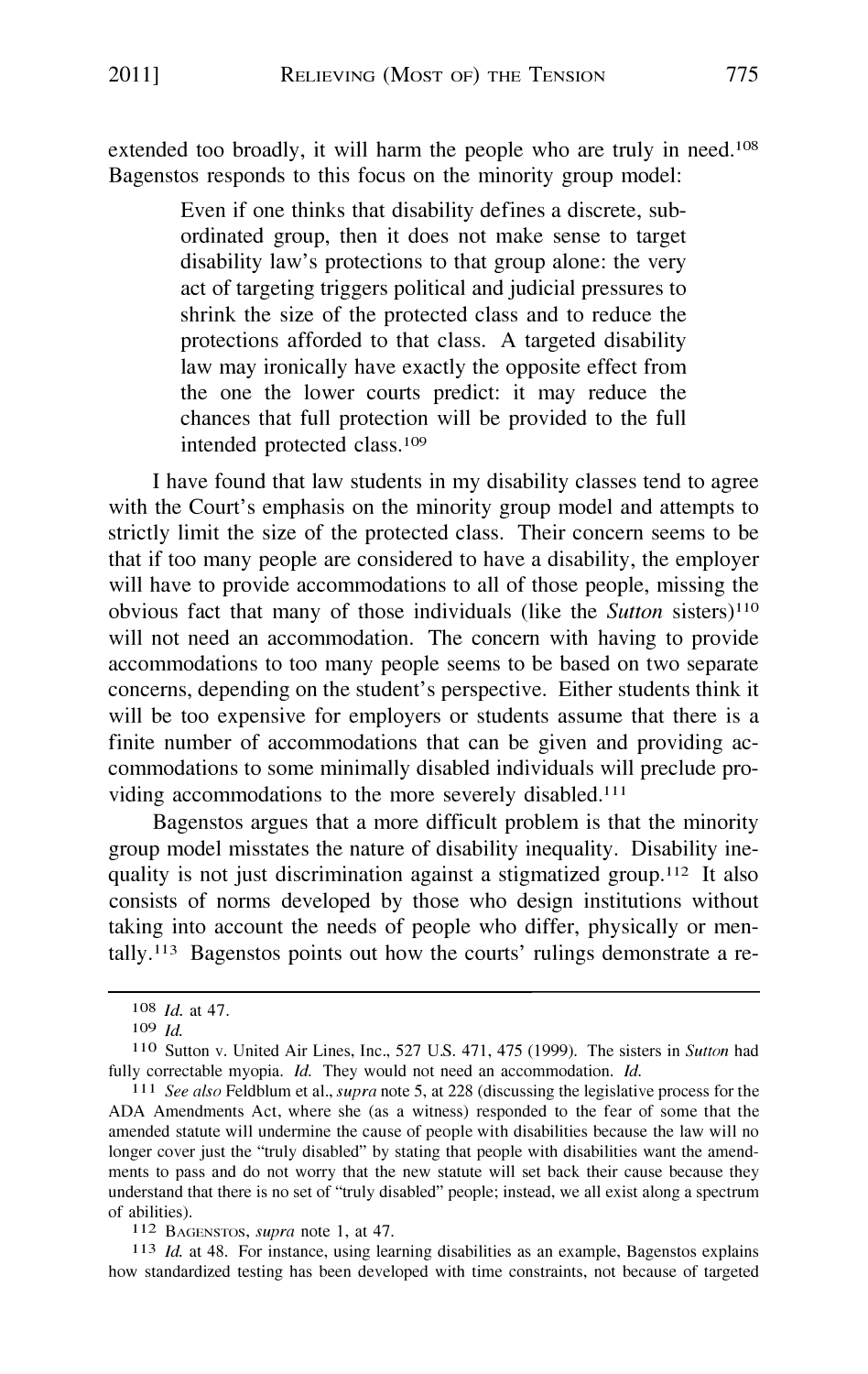extended too broadly, it will harm the people who are truly in need.[108] Bagenstos responds to this focus on the minority group model:

> Even if one thinks that disability defines a discrete, subordinated group, then it does not make sense to target disability law's protections to that group alone: the very act of targeting triggers political and judicial pressures to shrink the size of the protected class and to reduce the protections afforded to that class. A targeted disability law may ironically have exactly the opposite effect from the one the lower courts predict: it may reduce the chances that full protection will be provided to the full intended protected class.[109]

I have found that law students in my disability classes tend to agree with the Court's emphasis on the minority group model and attempts to strictly limit the size of the protected class. Their concern seems to be that if too many people are considered to have a disability, the employer will have to provide accommodations to all of those people, missing the obvious fact that many of those individuals (like the *Sutton* sisters)[110] will not need an accommodation. The concern with having to provide accommodations to too many people seems to be based on two separate concerns, depending on the student's perspective. Either students think it will be too expensive for employers or students assume that there is a finite number of accommodations that can be given and providing accommodations to some minimally disabled individuals will preclude providing accommodations to the more severely disabled.[111]

Bagenstos argues that a more difficult problem is that the minority group model misstates the nature of disability inequality. Disability inequality is not just discrimination against a stigmatized group.[112] It also consists of norms developed by those who design institutions without taking into account the needs of people who differ, physically or mentally.[113] Bagenstos points out how the courts' rulings demonstrate a re-

---

[108] *Id.* at 47.

[109] *Id.*

[110] Sutton v. United Air Lines, Inc., 527 U.S. 471, 475 (1999). The sisters in *Sutton* had fully correctable myopia. *Id.* They would not need an accommodation. *Id.*

[111] *See also* Feldblum et al., *supra* note 5, at 228 (discussing the legislative process for the ADA Amendments Act, where she (as a witness) responded to the fear of some that the amended statute will undermine the cause of people with disabilities because the law will no longer cover just the "truly disabled" by stating that people with disabilities want the amendments to pass and do not worry that the new statute will set back their cause because they understand that there is no set of "truly disabled" people; instead, we all exist along a spectrum of abilities).

[112] Bagenstos, *supra* note 1, at 47.

[113] *Id.* at 48. For instance, using learning disabilities as an example, Bagenstos explains how standardized testing has been developed with time constraints, not because of targeted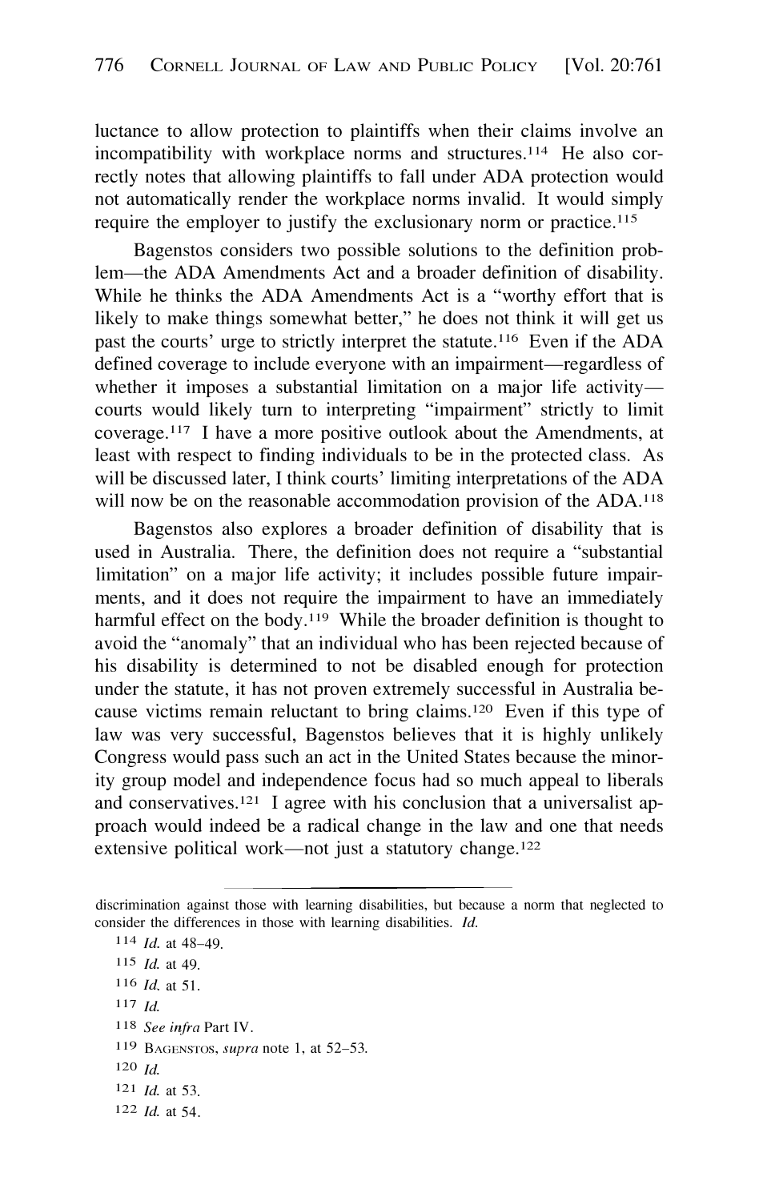luctance to allow protection to plaintiffs when their claims involve an incompatibility with workplace norms and structures.[114] He also correctly notes that allowing plaintiffs to fall under ADA protection would not automatically render the workplace norms invalid. It would simply require the employer to justify the exclusionary norm or practice.[115]

Bagenstos considers two possible solutions to the definition problem—the ADA Amendments Act and a broader definition of disability. While he thinks the ADA Amendments Act is a "worthy effort that is likely to make things somewhat better," he does not think it will get us past the courts' urge to strictly interpret the statute.[116] Even if the ADA defined coverage to include everyone with an impairment—regardless of whether it imposes a substantial limitation on a major life activity—courts would likely turn to interpreting "impairment" strictly to limit coverage.[117] I have a more positive outlook about the Amendments, at least with respect to finding individuals to be in the protected class. As will be discussed later, I think courts' limiting interpretations of the ADA will now be on the reasonable accommodation provision of the ADA.[118]

Bagenstos also explores a broader definition of disability that is used in Australia. There, the definition does not require a "substantial limitation" on a major life activity; it includes possible future impairments, and it does not require the impairment to have an immediately harmful effect on the body.[119] While the broader definition is thought to avoid the "anomaly" that an individual who has been rejected because of his disability is determined to not be disabled enough for protection under the statute, it has not proven extremely successful in Australia because victims remain reluctant to bring claims.[120] Even if this type of law was very successful, Bagenstos believes that it is highly unlikely Congress would pass such an act in the United States because the minority group model and independence focus had so much appeal to liberals and conservatives.[121] I agree with his conclusion that a universalist approach would indeed be a radical change in the law and one that needs extensive political work—not just a statutory change.[122]

---

discrimination against those with learning disabilities, but because a norm that neglected to consider the differences in those with learning disabilities. *Id.*

[114] *Id.* at 48–49.

[115] *Id.* at 49.

[116] *Id.* at 51.

[117] *Id.*

[118] *See infra* Part IV.

[119] BAGENSTOS, *supra* note 1, at 52–53.

[120] *Id.*

[121] *Id.* at 53.

[122] *Id.* at 54.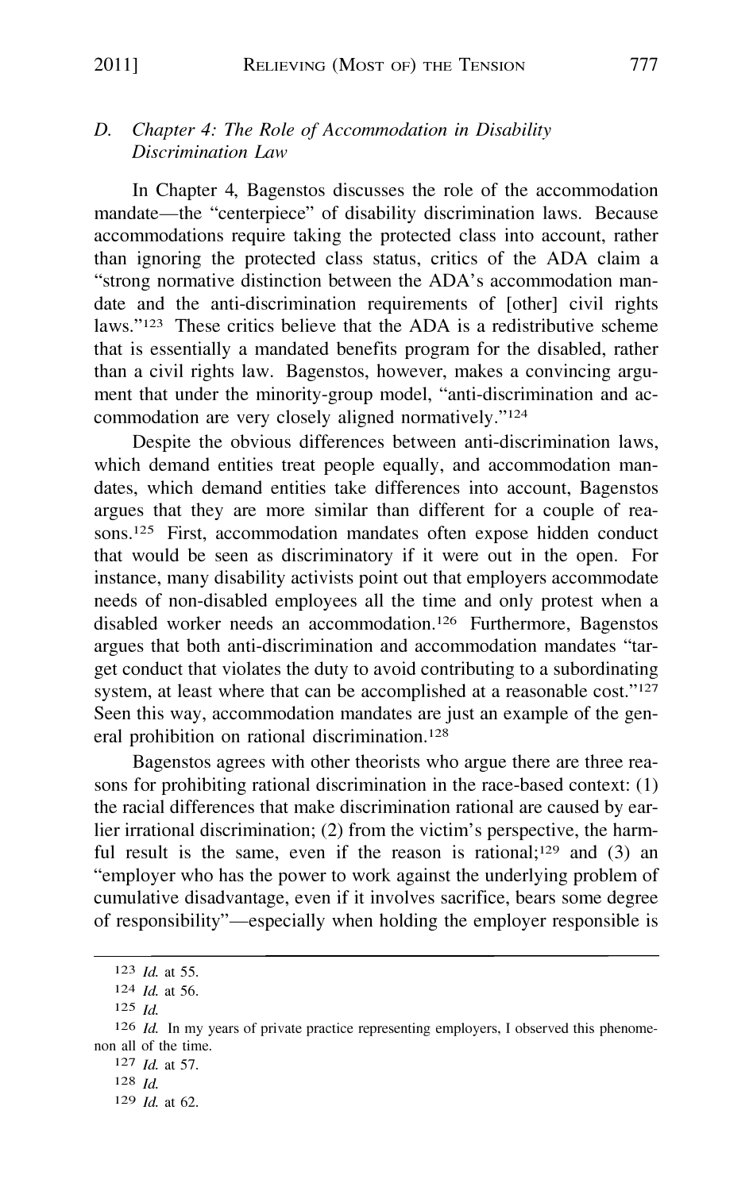### D. *Chapter 4: The Role of Accommodation in Disability Discrimination Law*

In Chapter 4, Bagenstos discusses the role of the accommodation mandate—the "centerpiece" of disability discrimination laws. Because accommodations require taking the protected class into account, rather than ignoring the protected class status, critics of the ADA claim a "strong normative distinction between the ADA's accommodation mandate and the anti-discrimination requirements of [other] civil rights laws."[123] These critics believe that the ADA is a redistributive scheme that is essentially a mandated benefits program for the disabled, rather than a civil rights law. Bagenstos, however, makes a convincing argument that under the minority-group model, "anti-discrimination and accommodation are very closely aligned normatively."[124]

Despite the obvious differences between anti-discrimination laws, which demand entities treat people equally, and accommodation mandates, which demand entities take differences into account, Bagenstos argues that they are more similar than different for a couple of reasons.[125] First, accommodation mandates often expose hidden conduct that would be seen as discriminatory if it were out in the open. For instance, many disability activists point out that employers accommodate needs of non-disabled employees all the time and only protest when a disabled worker needs an accommodation.[126] Furthermore, Bagenstos argues that both anti-discrimination and accommodation mandates "target conduct that violates the duty to avoid contributing to a subordinating system, at least where that can be accomplished at a reasonable cost."[127] Seen this way, accommodation mandates are just an example of the general prohibition on rational discrimination.[128]

Bagenstos agrees with other theorists who argue there are three reasons for prohibiting rational discrimination in the race-based context: (1) the racial differences that make discrimination rational are caused by earlier irrational discrimination; (2) from the victim's perspective, the harmful result is the same, even if the reason is rational;[129] and (3) an "employer who has the power to work against the underlying problem of cumulative disadvantage, even if it involves sacrifice, bears some degree of responsibility"—especially when holding the employer responsible is

---

[123] *Id.* at 55.

[124] *Id.* at 56.

[125] *Id.*

[126] *Id.* In my years of private practice representing employers, I observed this phenomenon all of the time.

[127] *Id.* at 57.

[128] *Id.*

[129] *Id.* at 62.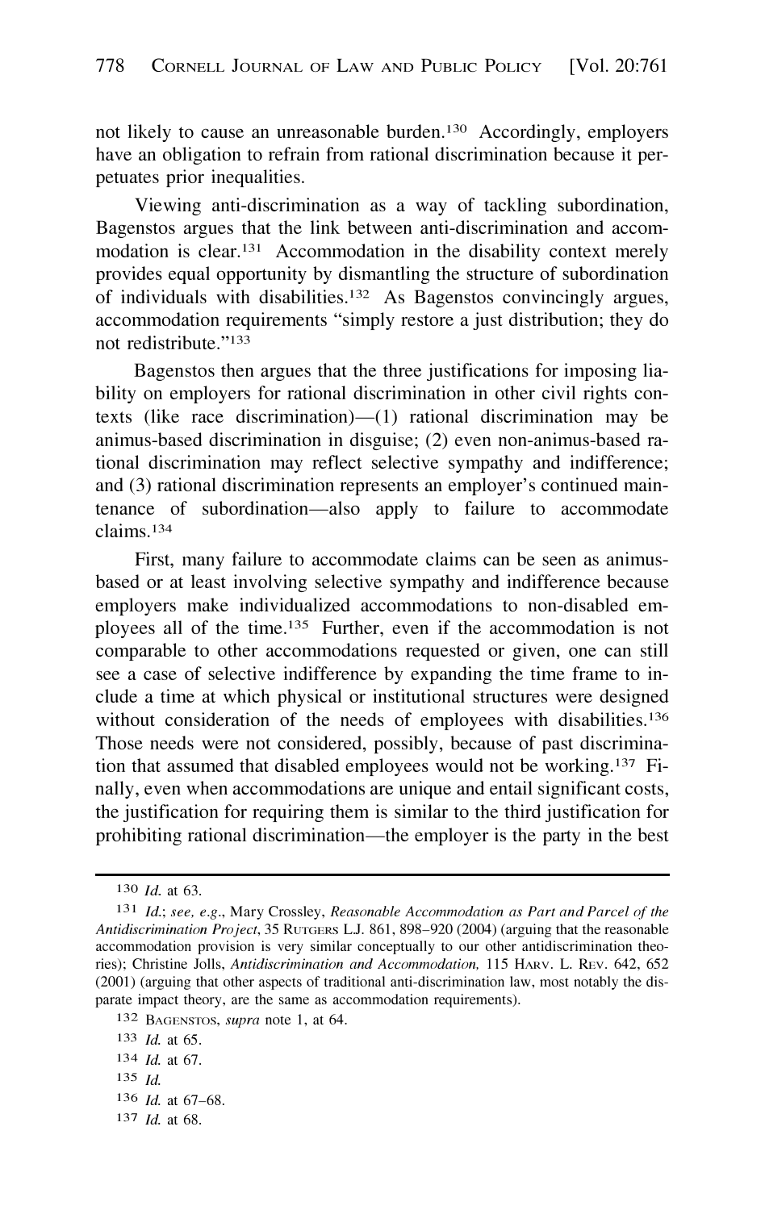not likely to cause an unreasonable burden.[130] Accordingly, employers have an obligation to refrain from rational discrimination because it perpetuates prior inequalities.

Viewing anti-discrimination as a way of tackling subordination, Bagenstos argues that the link between anti-discrimination and accommodation is clear.[131] Accommodation in the disability context merely provides equal opportunity by dismantling the structure of subordination of individuals with disabilities.[132] As Bagenstos convincingly argues, accommodation requirements "simply restore a just distribution; they do not redistribute."[133]

Bagenstos then argues that the three justifications for imposing liability on employers for rational discrimination in other civil rights contexts (like race discrimination)—(1) rational discrimination may be animus-based discrimination in disguise; (2) even non-animus-based rational discrimination may reflect selective sympathy and indifference; and (3) rational discrimination represents an employer's continued maintenance of subordination—also apply to failure to accommodate claims.[134]

First, many failure to accommodate claims can be seen as animus-based or at least involving selective sympathy and indifference because employers make individualized accommodations to non-disabled employees all of the time.[135] Further, even if the accommodation is not comparable to other accommodations requested or given, one can still see a case of selective indifference by expanding the time frame to include a time at which physical or institutional structures were designed without consideration of the needs of employees with disabilities.[136] Those needs were not considered, possibly, because of past discrimination that assumed that disabled employees would not be working.[137] Finally, even when accommodations are unique and entail significant costs, the justification for requiring them is similar to the third justification for prohibiting rational discrimination—the employer is the party in the best

---

[130] *Id.* at 63.

[131] *Id.*; *see, e.g.*, Mary Crossley, *Reasonable Accommodation as Part and Parcel of the Antidiscrimination Project*, 35 RUTGERS L.J. 861, 898–920 (2004) (arguing that the reasonable accommodation provision is very similar conceptually to our other antidiscrimination theories); Christine Jolls, *Antidiscrimination and Accommodation,* 115 HARV. L. REV. 642, 652 (2001) (arguing that other aspects of traditional anti-discrimination law, most notably the disparate impact theory, are the same as accommodation requirements).

[132] BAGENSTOS, *supra* note 1, at 64.

[133] *Id.* at 65.

[134] *Id.* at 67.

[135] *Id.*

[136] *Id.* at 67–68.

[137] *Id.* at 68.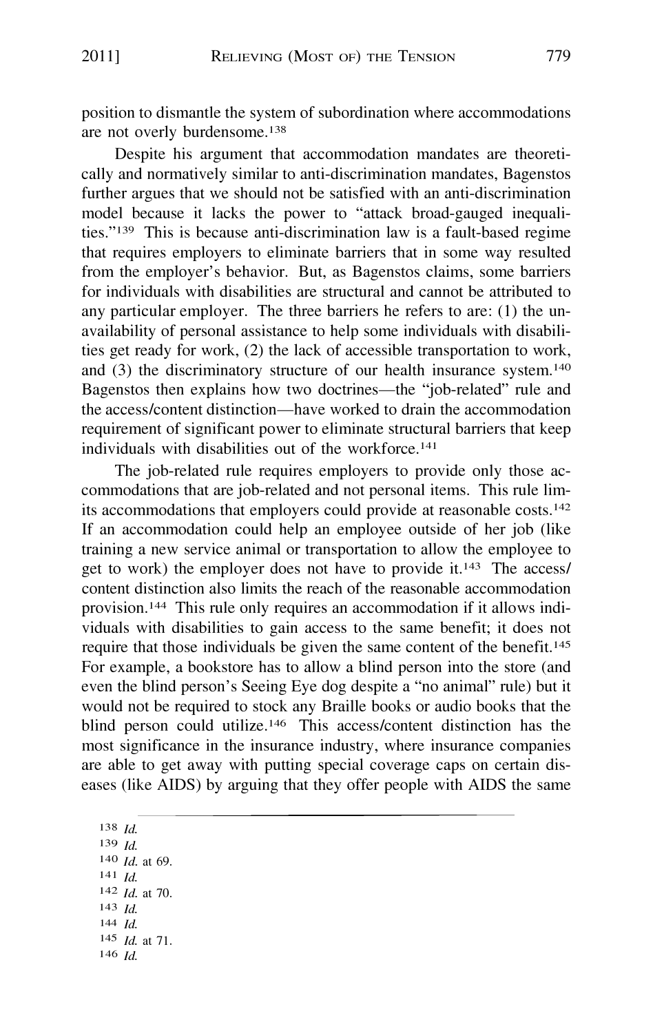position to dismantle the system of subordination where accommodations are not overly burdensome.[138]

Despite his argument that accommodation mandates are theoretically and normatively similar to anti-discrimination mandates, Bagenstos further argues that we should not be satisfied with an anti-discrimination model because it lacks the power to "attack broad-gauged inequalities."[139] This is because anti-discrimination law is a fault-based regime that requires employers to eliminate barriers that in some way resulted from the employer's behavior. But, as Bagenstos claims, some barriers for individuals with disabilities are structural and cannot be attributed to any particular employer. The three barriers he refers to are: (1) the unavailability of personal assistance to help some individuals with disabilities get ready for work, (2) the lack of accessible transportation to work, and (3) the discriminatory structure of our health insurance system.[140] Bagenstos then explains how two doctrines—the "job-related" rule and the access/content distinction—have worked to drain the accommodation requirement of significant power to eliminate structural barriers that keep individuals with disabilities out of the workforce.[141]

The job-related rule requires employers to provide only those accommodations that are job-related and not personal items. This rule limits accommodations that employers could provide at reasonable costs.[142] If an accommodation could help an employee outside of her job (like training a new service animal or transportation to allow the employee to get to work) the employer does not have to provide it.[143] The access/content distinction also limits the reach of the reasonable accommodation provision.[144] This rule only requires an accommodation if it allows individuals with disabilities to gain access to the same benefit; it does not require that those individuals be given the same content of the benefit.[145] For example, a bookstore has to allow a blind person into the store (and even the blind person's Seeing Eye dog despite a "no animal" rule) but it would not be required to stock any Braille books or audio books that the blind person could utilize.[146] This access/content distinction has the most significance in the insurance industry, where insurance companies are able to get away with putting special coverage caps on certain diseases (like AIDS) by arguing that they offer people with AIDS the same

---

[138] *Id.*
[139] *Id.*
[140] *Id.* at 69.
[141] *Id.*
[142] *Id.* at 70.
[143] *Id.*
[144] *Id.*
[145] *Id.* at 71.
[146] *Id.*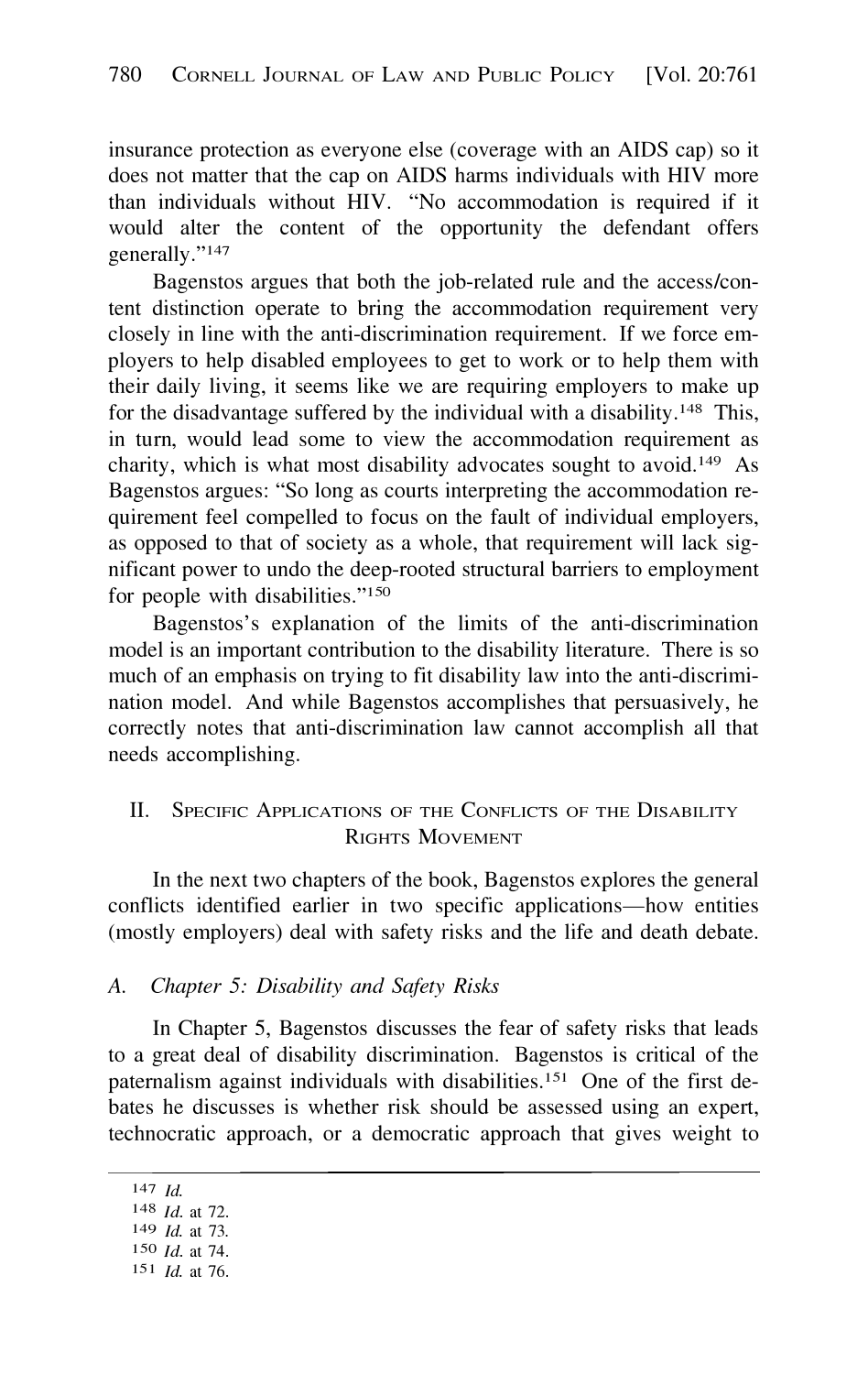insurance protection as everyone else (coverage with an AIDS cap) so it does not matter that the cap on AIDS harms individuals with HIV more than individuals without HIV. "No accommodation is required if it would alter the content of the opportunity the defendant offers generally."[147]

Bagenstos argues that both the job-related rule and the access/content distinction operate to bring the accommodation requirement very closely in line with the anti-discrimination requirement. If we force employers to help disabled employees to get to work or to help them with their daily living, it seems like we are requiring employers to make up for the disadvantage suffered by the individual with a disability.[148] This, in turn, would lead some to view the accommodation requirement as charity, which is what most disability advocates sought to avoid.[149] As Bagenstos argues: "So long as courts interpreting the accommodation requirement feel compelled to focus on the fault of individual employers, as opposed to that of society as a whole, that requirement will lack significant power to undo the deep-rooted structural barriers to employment for people with disabilities."[150]

Bagenstos's explanation of the limits of the anti-discrimination model is an important contribution to the disability literature. There is so much of an emphasis on trying to fit disability law into the anti-discrimination model. And while Bagenstos accomplishes that persuasively, he correctly notes that anti-discrimination law cannot accomplish all that needs accomplishing.

## II. Specific Applications of the Conflicts of the Disability Rights Movement

In the next two chapters of the book, Bagenstos explores the general conflicts identified earlier in two specific applications—how entities (mostly employers) deal with safety risks and the life and death debate.

### A. *Chapter 5: Disability and Safety Risks*

In Chapter 5, Bagenstos discusses the fear of safety risks that leads to a great deal of disability discrimination. Bagenstos is critical of the paternalism against individuals with disabilities.[151] One of the first debates he discusses is whether risk should be assessed using an expert, technocratic approach, or a democratic approach that gives weight to

---

147 *Id.*

148 *Id.* at 72.

149 *Id.* at 73.

150 *Id.* at 74.

151 *Id.* at 76.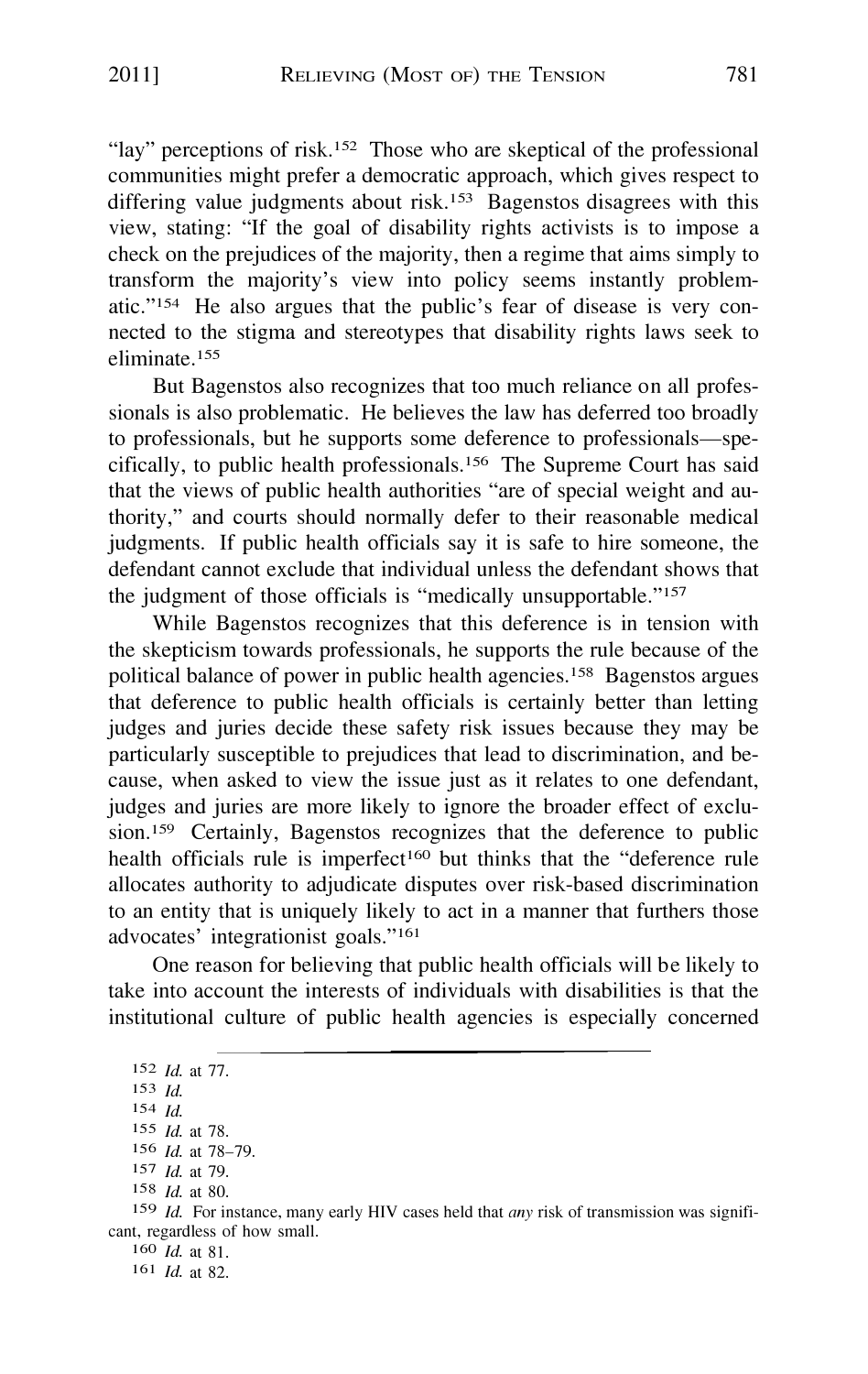"lay" perceptions of risk.[152] Those who are skeptical of the professional communities might prefer a democratic approach, which gives respect to differing value judgments about risk.[153] Bagenstos disagrees with this view, stating: "If the goal of disability rights activists is to impose a check on the prejudices of the majority, then a regime that aims simply to transform the majority's view into policy seems instantly problematic."[154] He also argues that the public's fear of disease is very connected to the stigma and stereotypes that disability rights laws seek to eliminate.[155]

But Bagenstos also recognizes that too much reliance on all professionals is also problematic. He believes the law has deferred too broadly to professionals, but he supports some deference to professionals—specifically, to public health professionals.[156] The Supreme Court has said that the views of public health authorities "are of special weight and authority," and courts should normally defer to their reasonable medical judgments. If public health officials say it is safe to hire someone, the defendant cannot exclude that individual unless the defendant shows that the judgment of those officials is "medically unsupportable."[157]

While Bagenstos recognizes that this deference is in tension with the skepticism towards professionals, he supports the rule because of the political balance of power in public health agencies.[158] Bagenstos argues that deference to public health officials is certainly better than letting judges and juries decide these safety risk issues because they may be particularly susceptible to prejudices that lead to discrimination, and because, when asked to view the issue just as it relates to one defendant, judges and juries are more likely to ignore the broader effect of exclusion.[159] Certainly, Bagenstos recognizes that the deference to public health officials rule is imperfect[160] but thinks that the "deference rule allocates authority to adjudicate disputes over risk-based discrimination to an entity that is uniquely likely to act in a manner that furthers those advocates' integrationist goals."[161]

One reason for believing that public health officials will be likely to take into account the interests of individuals with disabilities is that the institutional culture of public health agencies is especially concerned

---

152 *Id.* at 77.

153 *Id.*

154 *Id.*

155 *Id.* at 78.

156 *Id.* at 78–79.

157 *Id.* at 79.

158 *Id.* at 80.

159 *Id.* For instance, many early HIV cases held that *any* risk of transmission was significant, regardless of how small.

160 *Id.* at 81.

161 *Id.* at 82.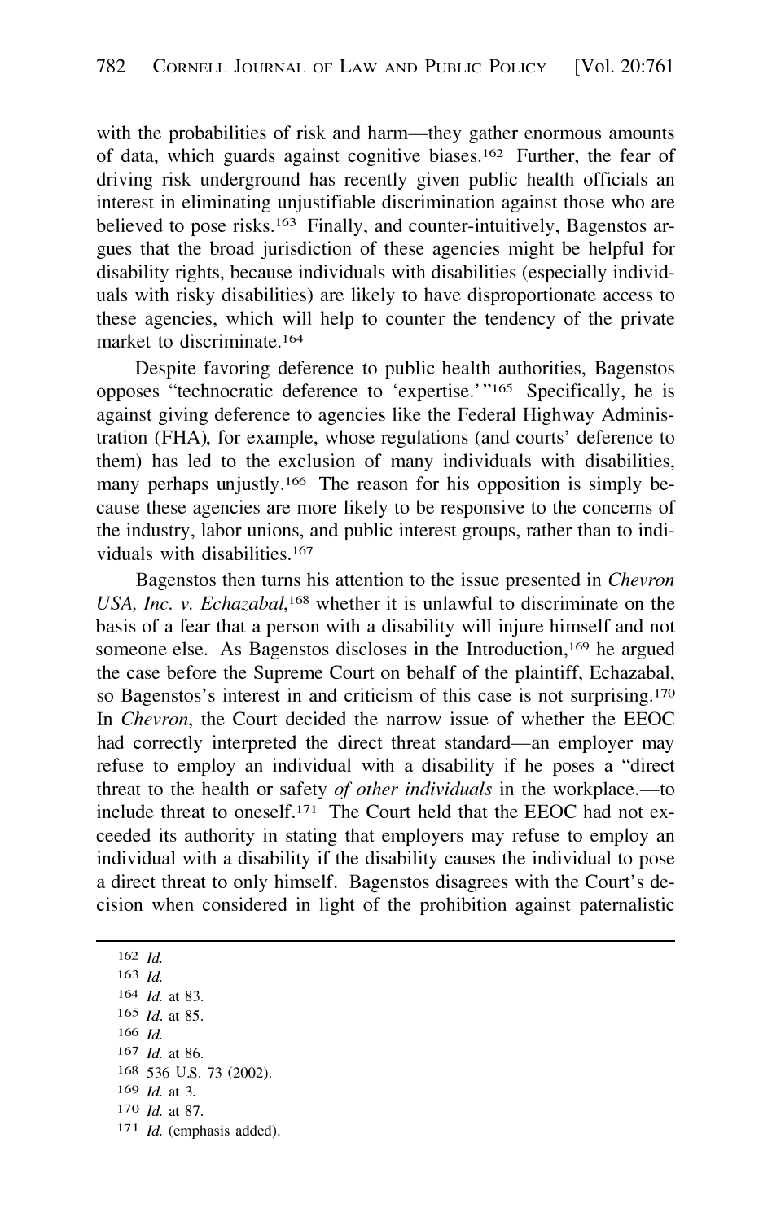with the probabilities of risk and harm—they gather enormous amounts of data, which guards against cognitive biases.[162] Further, the fear of driving risk underground has recently given public health officials an interest in eliminating unjustifiable discrimination against those who are believed to pose risks.[163] Finally, and counter-intuitively, Bagenstos argues that the broad jurisdiction of these agencies might be helpful for disability rights, because individuals with disabilities (especially individuals with risky disabilities) are likely to have disproportionate access to these agencies, which will help to counter the tendency of the private market to discriminate.[164]

Despite favoring deference to public health authorities, Bagenstos opposes "technocratic deference to 'expertise.'"[165] Specifically, he is against giving deference to agencies like the Federal Highway Administration (FHA), for example, whose regulations (and courts' deference to them) has led to the exclusion of many individuals with disabilities, many perhaps unjustly.[166] The reason for his opposition is simply because these agencies are more likely to be responsive to the concerns of the industry, labor unions, and public interest groups, rather than to individuals with disabilities.[167]

Bagenstos then turns his attention to the issue presented in *Chevron USA, Inc. v. Echazabal*,[168] whether it is unlawful to discriminate on the basis of a fear that a person with a disability will injure himself and not someone else. As Bagenstos discloses in the Introduction,[169] he argued the case before the Supreme Court on behalf of the plaintiff, Echazabal, so Bagenstos's interest in and criticism of this case is not surprising.[170] In *Chevron*, the Court decided the narrow issue of whether the EEOC had correctly interpreted the direct threat standard—an employer may refuse to employ an individual with a disability if he poses a "direct threat to the health or safety *of other individuals* in the workplace.—to include threat to oneself.[171] The Court held that the EEOC had not exceeded its authority in stating that employers may refuse to employ an individual with a disability if the disability causes the individual to pose a direct threat to only himself. Bagenstos disagrees with the Court's decision when considered in light of the prohibition against paternalistic

---

162 *Id.*

163 *Id.*

164 *Id.* at 83.

165 *Id.* at 85.

166 *Id.*

167 *Id.* at 86.

168 536 U.S. 73 (2002).

169 *Id.* at 3.

170 *Id.* at 87.

171 *Id.* (emphasis added).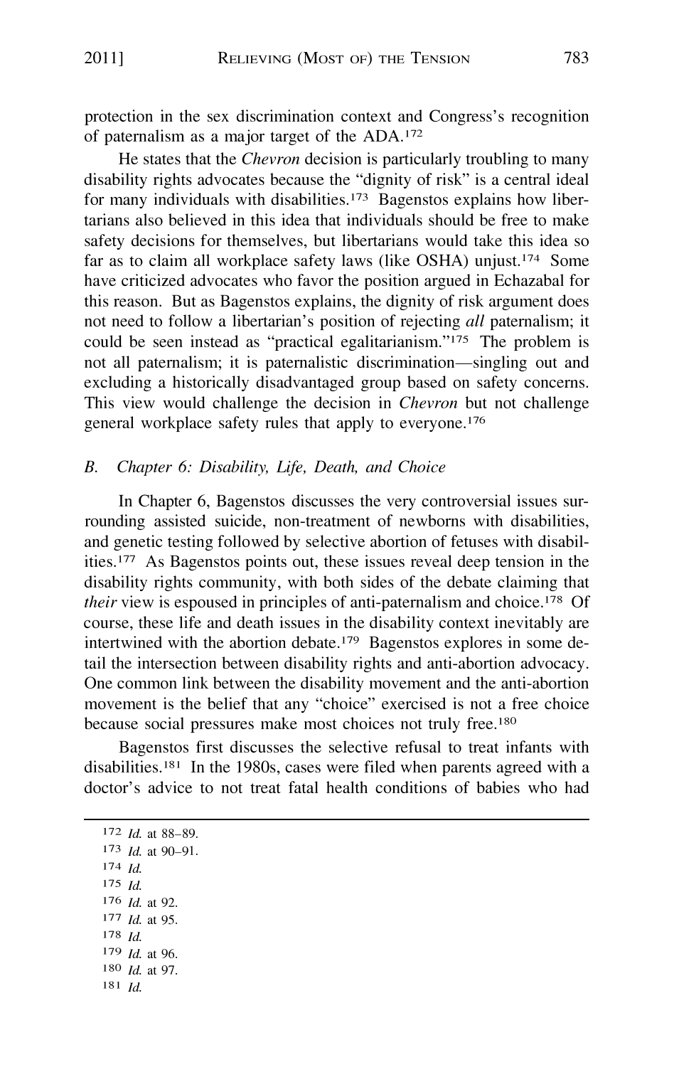protection in the sex discrimination context and Congress's recognition of paternalism as a major target of the ADA.[172]

He states that the *Chevron* decision is particularly troubling to many disability rights advocates because the "dignity of risk" is a central ideal for many individuals with disabilities.[173] Bagenstos explains how libertarians also believed in this idea that individuals should be free to make safety decisions for themselves, but libertarians would take this idea so far as to claim all workplace safety laws (like OSHA) unjust.[174] Some have criticized advocates who favor the position argued in Echazabal for this reason. But as Bagenstos explains, the dignity of risk argument does not need to follow a libertarian's position of rejecting *all* paternalism; it could be seen instead as "practical egalitarianism."[175] The problem is not all paternalism; it is paternalistic discrimination—singling out and excluding a historically disadvantaged group based on safety concerns. This view would challenge the decision in *Chevron* but not challenge general workplace safety rules that apply to everyone.[176]

### B. *Chapter 6: Disability, Life, Death, and Choice*

In Chapter 6, Bagenstos discusses the very controversial issues surrounding assisted suicide, non-treatment of newborns with disabilities, and genetic testing followed by selective abortion of fetuses with disabilities.[177] As Bagenstos points out, these issues reveal deep tension in the disability rights community, with both sides of the debate claiming that *their* view is espoused in principles of anti-paternalism and choice.[178] Of course, these life and death issues in the disability context inevitably are intertwined with the abortion debate.[179] Bagenstos explores in some detail the intersection between disability rights and anti-abortion advocacy. One common link between the disability movement and the anti-abortion movement is the belief that any "choice" exercised is not a free choice because social pressures make most choices not truly free.[180]

Bagenstos first discusses the selective refusal to treat infants with disabilities.[181] In the 1980s, cases were filed when parents agreed with a doctor's advice to not treat fatal health conditions of babies who had

---

[172] *Id.* at 88–89.
[173] *Id.* at 90–91.
[174] *Id.*
[175] *Id.*
[176] *Id.* at 92.
[177] *Id.* at 95.
[178] *Id.*
[179] *Id.* at 96.
[180] *Id.* at 97.
[181] *Id.*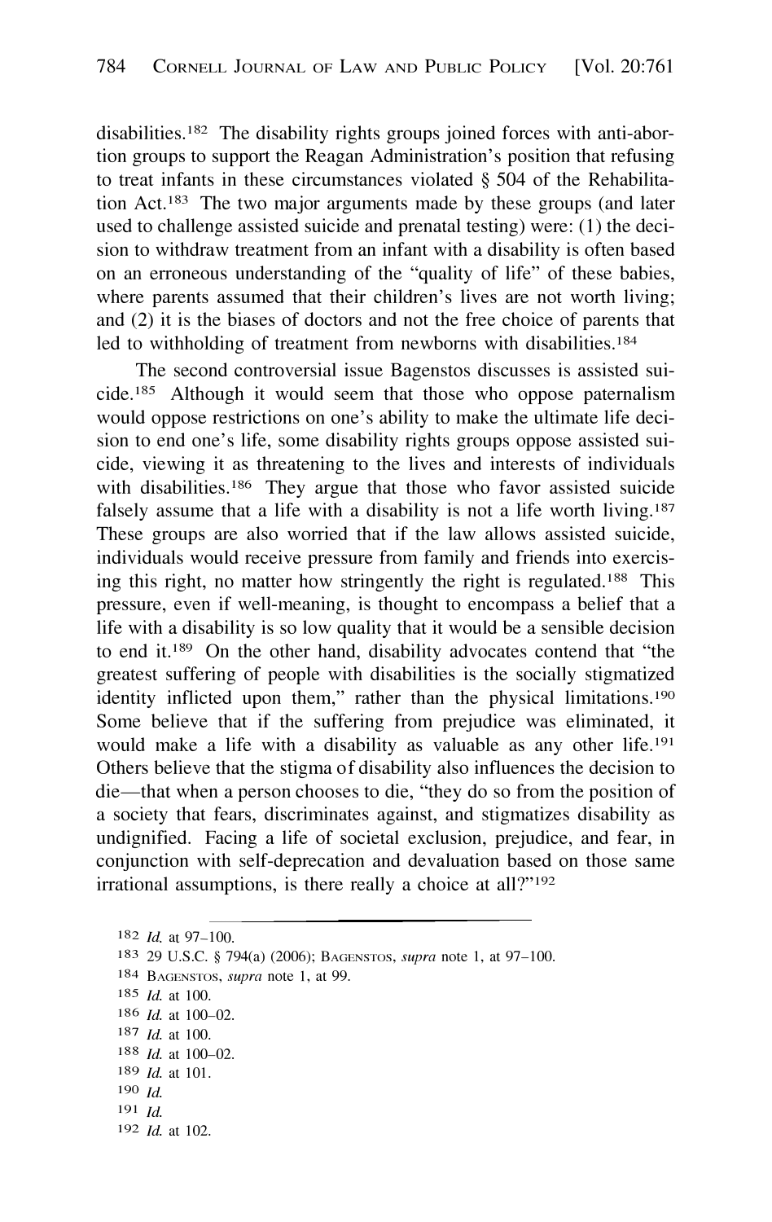disabilities.[182] The disability rights groups joined forces with anti-abortion groups to support the Reagan Administration's position that refusing to treat infants in these circumstances violated § 504 of the Rehabilitation Act.[183] The two major arguments made by these groups (and later used to challenge assisted suicide and prenatal testing) were: (1) the decision to withdraw treatment from an infant with a disability is often based on an erroneous understanding of the "quality of life" of these babies, where parents assumed that their children's lives are not worth living; and (2) it is the biases of doctors and not the free choice of parents that led to withholding of treatment from newborns with disabilities.[184]

The second controversial issue Bagenstos discusses is assisted suicide.[185] Although it would seem that those who oppose paternalism would oppose restrictions on one's ability to make the ultimate life decision to end one's life, some disability rights groups oppose assisted suicide, viewing it as threatening to the lives and interests of individuals with disabilities.[186] They argue that those who favor assisted suicide falsely assume that a life with a disability is not a life worth living.[187] These groups are also worried that if the law allows assisted suicide, individuals would receive pressure from family and friends into exercising this right, no matter how stringently the right is regulated.[188] This pressure, even if well-meaning, is thought to encompass a belief that a life with a disability is so low quality that it would be a sensible decision to end it.[189] On the other hand, disability advocates contend that "the greatest suffering of people with disabilities is the socially stigmatized identity inflicted upon them," rather than the physical limitations.[190] Some believe that if the suffering from prejudice was eliminated, it would make a life with a disability as valuable as any other life.[191] Others believe that the stigma of disability also influences the decision to die—that when a person chooses to die, "they do so from the position of a society that fears, discriminates against, and stigmatizes disability as undignified. Facing a life of societal exclusion, prejudice, and fear, in conjunction with self-deprecation and devaluation based on those same irrational assumptions, is there really a choice at all?"[192]

---

[182] *Id.* at 97–100.

[183] 29 U.S.C. § 794(a) (2006); Bagenstos, *supra* note 1, at 97–100.

[184] Bagenstos, *supra* note 1, at 99.

[185] *Id.* at 100.

[186] *Id.* at 100–02.

[187] *Id.* at 100.

[188] *Id.* at 100–02.

[189] *Id.* at 101.

[190] *Id.*

[191] *Id.*

[192] *Id.* at 102.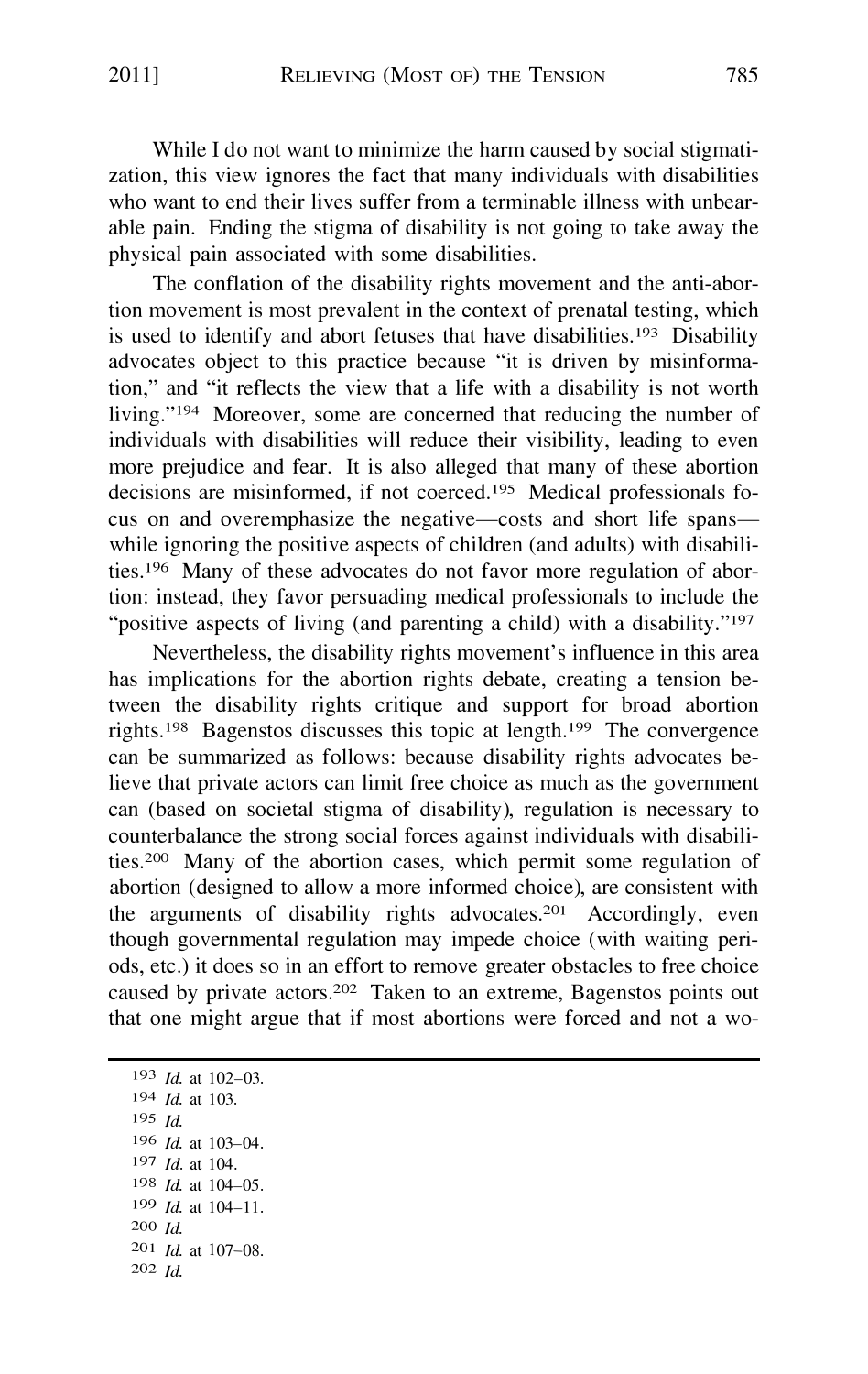While I do not want to minimize the harm caused by social stigmatization, this view ignores the fact that many individuals with disabilities who want to end their lives suffer from a terminable illness with unbearable pain. Ending the stigma of disability is not going to take away the physical pain associated with some disabilities.

The conflation of the disability rights movement and the anti-abortion movement is most prevalent in the context of prenatal testing, which is used to identify and abort fetuses that have disabilities.[193] Disability advocates object to this practice because "it is driven by misinformation," and "it reflects the view that a life with a disability is not worth living."[194] Moreover, some are concerned that reducing the number of individuals with disabilities will reduce their visibility, leading to even more prejudice and fear. It is also alleged that many of these abortion decisions are misinformed, if not coerced.[195] Medical professionals focus on and overemphasize the negative—costs and short life spans—while ignoring the positive aspects of children (and adults) with disabilities.[196] Many of these advocates do not favor more regulation of abortion: instead, they favor persuading medical professionals to include the "positive aspects of living (and parenting a child) with a disability."[197]

Nevertheless, the disability rights movement's influence in this area has implications for the abortion rights debate, creating a tension between the disability rights critique and support for broad abortion rights.[198] Bagenstos discusses this topic at length.[199] The convergence can be summarized as follows: because disability rights advocates believe that private actors can limit free choice as much as the government can (based on societal stigma of disability), regulation is necessary to counterbalance the strong social forces against individuals with disabilities.[200] Many of the abortion cases, which permit some regulation of abortion (designed to allow a more informed choice), are consistent with the arguments of disability rights advocates.[201] Accordingly, even though governmental regulation may impede choice (with waiting periods, etc.) it does so in an effort to remove greater obstacles to free choice caused by private actors.[202] Taken to an extreme, Bagenstos points out that one might argue that if most abortions were forced and not a wo-

---

[193] *Id.* at 102–03.

[194] *Id.* at 103.

[195] *Id.*

[196] *Id.* at 103–04.

[197] *Id.* at 104.

[198] *Id.* at 104–05.

[199] *Id.* at 104–11.

[200] *Id.*

[201] *Id.* at 107–08.

[202] *Id.*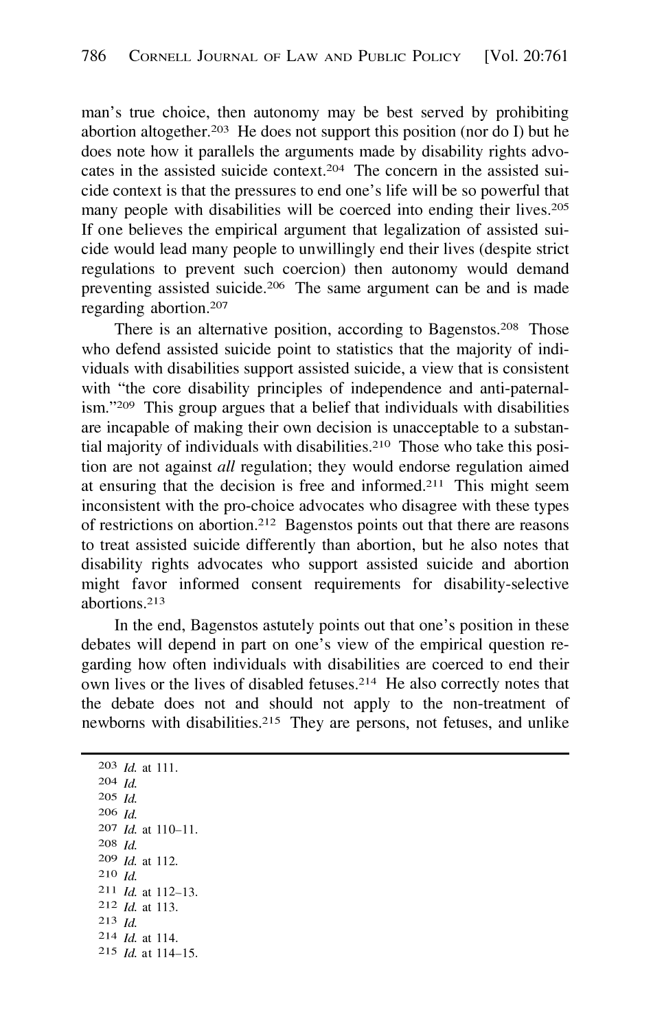man's true choice, then autonomy may be best served by prohibiting abortion altogether.[203] He does not support this position (nor do I) but he does note how it parallels the arguments made by disability rights advocates in the assisted suicide context.[204] The concern in the assisted suicide context is that the pressures to end one's life will be so powerful that many people with disabilities will be coerced into ending their lives.[205] If one believes the empirical argument that legalization of assisted suicide would lead many people to unwillingly end their lives (despite strict regulations to prevent such coercion) then autonomy would demand preventing assisted suicide.[206] The same argument can be and is made regarding abortion.[207]

There is an alternative position, according to Bagenstos.[208] Those who defend assisted suicide point to statistics that the majority of individuals with disabilities support assisted suicide, a view that is consistent with "the core disability principles of independence and anti-paternalism."[209] This group argues that a belief that individuals with disabilities are incapable of making their own decision is unacceptable to a substantial majority of individuals with disabilities.[210] Those who take this position are not against *all* regulation; they would endorse regulation aimed at ensuring that the decision is free and informed.[211] This might seem inconsistent with the pro-choice advocates who disagree with these types of restrictions on abortion.[212] Bagenstos points out that there are reasons to treat assisted suicide differently than abortion, but he also notes that disability rights advocates who support assisted suicide and abortion might favor informed consent requirements for disability-selective abortions.[213]

In the end, Bagenstos astutely points out that one's position in these debates will depend in part on one's view of the empirical question regarding how often individuals with disabilities are coerced to end their own lives or the lives of disabled fetuses.[214] He also correctly notes that the debate does not and should not apply to the non-treatment of newborns with disabilities.[215] They are persons, not fetuses, and unlike

---

[203] *Id.* at 111.
[204] *Id.*
[205] *Id.*
[206] *Id.*
[207] *Id.* at 110–11.
[208] *Id.*
[209] *Id.* at 112.
[210] *Id.*
[211] *Id.* at 112–13.
[212] *Id.* at 113.
[213] *Id.*
[214] *Id.* at 114.
[215] *Id.* at 114–15.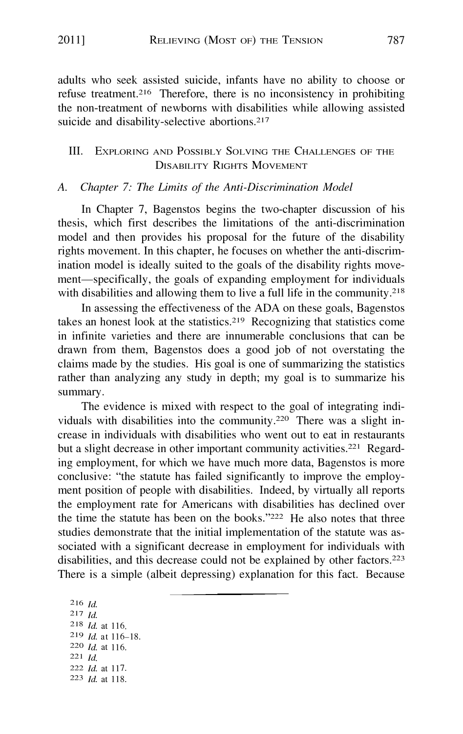adults who seek assisted suicide, infants have no ability to choose or refuse treatment.[216] Therefore, there is no inconsistency in prohibiting the non-treatment of newborns with disabilities while allowing assisted suicide and disability-selective abortions.[217]

## III. Exploring and Possibly Solving the Challenges of the Disability Rights Movement

### A. *Chapter 7: The Limits of the Anti-Discrimination Model*

In Chapter 7, Bagenstos begins the two-chapter discussion of his thesis, which first describes the limitations of the anti-discrimination model and then provides his proposal for the future of the disability rights movement. In this chapter, he focuses on whether the anti-discrimination model is ideally suited to the goals of the disability rights movement—specifically, the goals of expanding employment for individuals with disabilities and allowing them to live a full life in the community.[218]

In assessing the effectiveness of the ADA on these goals, Bagenstos takes an honest look at the statistics.[219] Recognizing that statistics come in infinite varieties and there are innumerable conclusions that can be drawn from them, Bagenstos does a good job of not overstating the claims made by the studies. His goal is one of summarizing the statistics rather than analyzing any study in depth; my goal is to summarize his summary.

The evidence is mixed with respect to the goal of integrating individuals with disabilities into the community.[220] There was a slight increase in individuals with disabilities who went out to eat in restaurants but a slight decrease in other important community activities.[221] Regarding employment, for which we have much more data, Bagenstos is more conclusive: "the statute has failed significantly to improve the employment position of people with disabilities. Indeed, by virtually all reports the employment rate for Americans with disabilities has declined over the time the statute has been on the books."[222] He also notes that three studies demonstrate that the initial implementation of the statute was associated with a significant decrease in employment for individuals with disabilities, and this decrease could not be explained by other factors.[223] There is a simple (albeit depressing) explanation for this fact. Because

---

[216] *Id.*
[217] *Id.*
[218] *Id.* at 116.
[219] *Id.* at 116–18.
[220] *Id.* at 116.
[221] *Id.*
[222] *Id.* at 117.
[223] *Id.* at 118.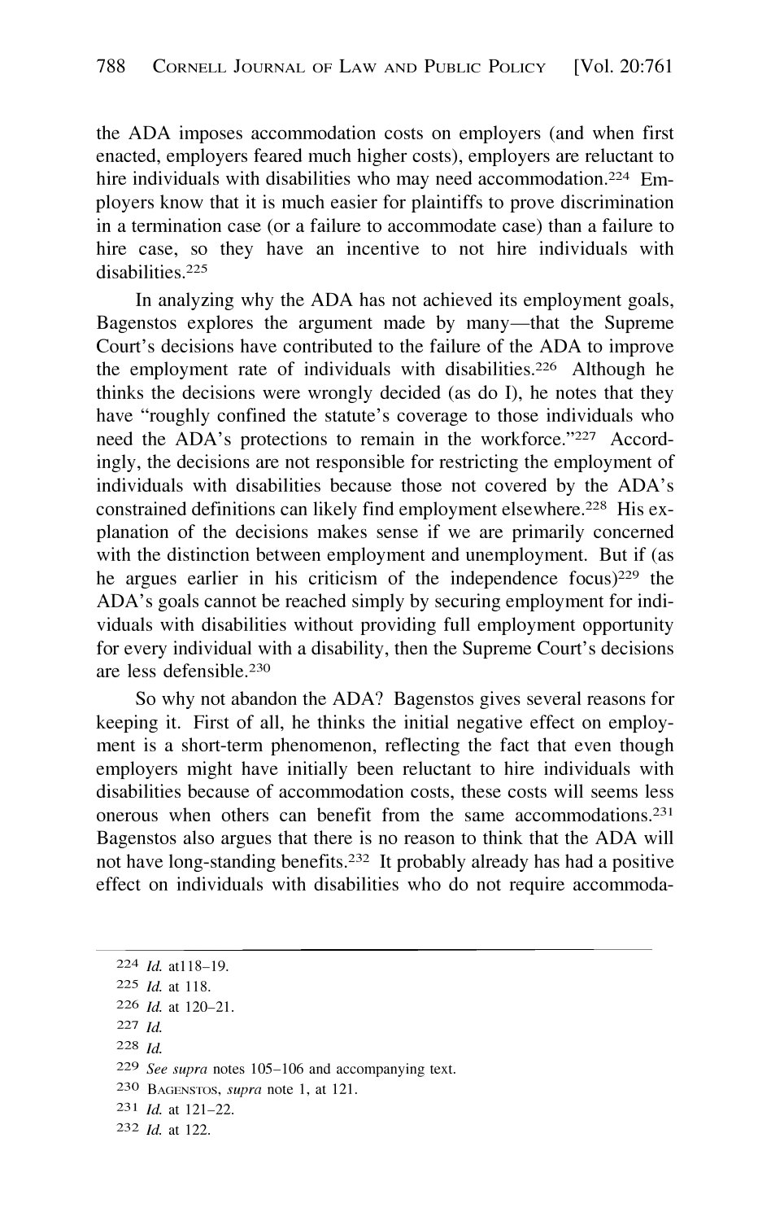the ADA imposes accommodation costs on employers (and when first enacted, employers feared much higher costs), employers are reluctant to hire individuals with disabilities who may need accommodation.[224] Employers know that it is much easier for plaintiffs to prove discrimination in a termination case (or a failure to accommodate case) than a failure to hire case, so they have an incentive to not hire individuals with disabilities.[225]

In analyzing why the ADA has not achieved its employment goals, Bagenstos explores the argument made by many—that the Supreme Court's decisions have contributed to the failure of the ADA to improve the employment rate of individuals with disabilities.[226] Although he thinks the decisions were wrongly decided (as do I), he notes that they have "roughly confined the statute's coverage to those individuals who need the ADA's protections to remain in the workforce."[227] Accordingly, the decisions are not responsible for restricting the employment of individuals with disabilities because those not covered by the ADA's constrained definitions can likely find employment elsewhere.[228] His explanation of the decisions makes sense if we are primarily concerned with the distinction between employment and unemployment. But if (as he argues earlier in his criticism of the independence focus)[229] the ADA's goals cannot be reached simply by securing employment for individuals with disabilities without providing full employment opportunity for every individual with a disability, then the Supreme Court's decisions are less defensible.[230]

So why not abandon the ADA? Bagenstos gives several reasons for keeping it. First of all, he thinks the initial negative effect on employment is a short-term phenomenon, reflecting the fact that even though employers might have initially been reluctant to hire individuals with disabilities because of accommodation costs, these costs will seems less onerous when others can benefit from the same accommodations.[231] Bagenstos also argues that there is no reason to think that the ADA will not have long-standing benefits.[232] It probably already has had a positive effect on individuals with disabilities who do not require accommoda-

---

224 *Id.* at118–19.

225 *Id.* at 118.

226 *Id.* at 120–21.

227 *Id.*

228 *Id.*

229 *See supra* notes 105–106 and accompanying text.

230 Bagenstos, *supra* note 1, at 121.

231 *Id.* at 121–22.

232 *Id.* at 122.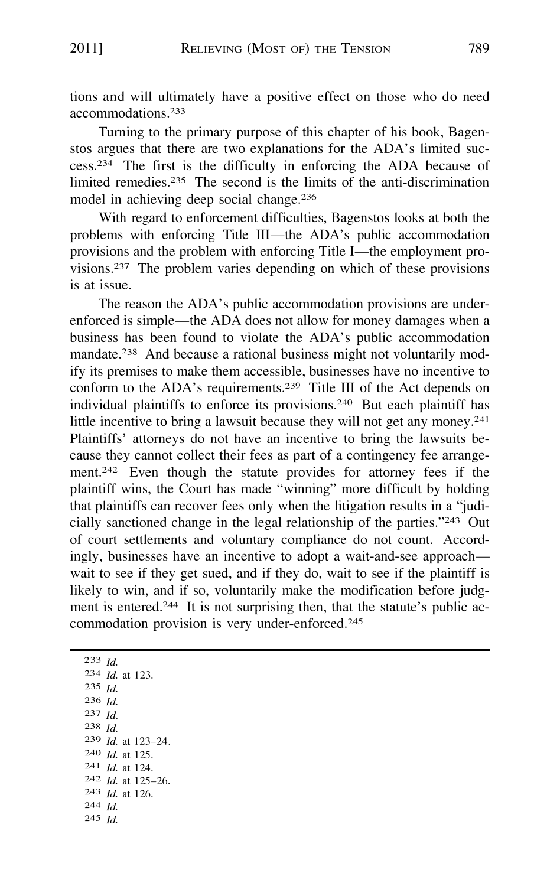tions and will ultimately have a positive effect on those who do need accommodations.[233]

Turning to the primary purpose of this chapter of his book, Bagenstos argues that there are two explanations for the ADA's limited success.[234] The first is the difficulty in enforcing the ADA because of limited remedies.[235] The second is the limits of the anti-discrimination model in achieving deep social change.[236]

With regard to enforcement difficulties, Bagenstos looks at both the problems with enforcing Title III—the ADA's public accommodation provisions and the problem with enforcing Title I—the employment provisions.[237] The problem varies depending on which of these provisions is at issue.

The reason the ADA's public accommodation provisions are under-enforced is simple—the ADA does not allow for money damages when a business has been found to violate the ADA's public accommodation mandate.[238] And because a rational business might not voluntarily modify its premises to make them accessible, businesses have no incentive to conform to the ADA's requirements.[239] Title III of the Act depends on individual plaintiffs to enforce its provisions.[240] But each plaintiff has little incentive to bring a lawsuit because they will not get any money.[241] Plaintiffs' attorneys do not have an incentive to bring the lawsuits because they cannot collect their fees as part of a contingency fee arrangement.[242] Even though the statute provides for attorney fees if the plaintiff wins, the Court has made "winning" more difficult by holding that plaintiffs can recover fees only when the litigation results in a "judicially sanctioned change in the legal relationship of the parties."[243] Out of court settlements and voluntary compliance do not count. Accordingly, businesses have an incentive to adopt a wait-and-see approach—wait to see if they get sued, and if they do, wait to see if the plaintiff is likely to win, and if so, voluntarily make the modification before judgment is entered.[244] It is not surprising then, that the statute's public accommodation provision is very under-enforced.[245]

---

[233] *Id.*
[234] *Id.* at 123.
[235] *Id.*
[236] *Id.*
[237] *Id.*
[238] *Id.*
[239] *Id.* at 123–24.
[240] *Id.* at 125.
[241] *Id.* at 124.
[242] *Id.* at 125–26.
[243] *Id.* at 126.
[244] *Id.*
[245] *Id.*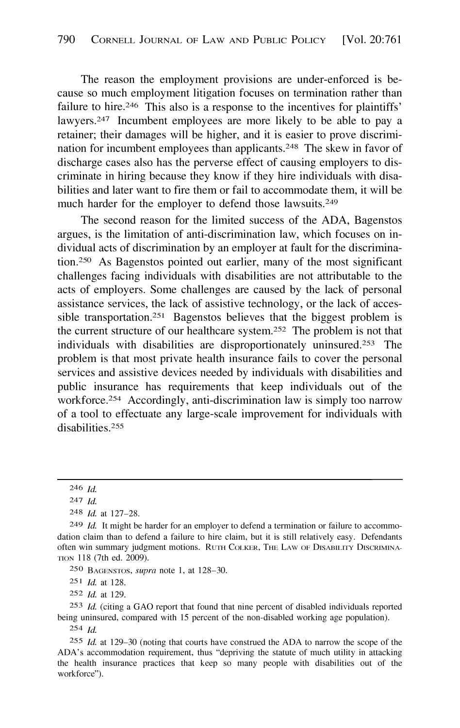The reason the employment provisions are under-enforced is because so much employment litigation focuses on termination rather than failure to hire.[246] This also is a response to the incentives for plaintiffs' lawyers.[247] Incumbent employees are more likely to be able to pay a retainer; their damages will be higher, and it is easier to prove discrimination for incumbent employees than applicants.[248] The skew in favor of discharge cases also has the perverse effect of causing employers to discriminate in hiring because they know if they hire individuals with disabilities and later want to fire them or fail to accommodate them, it will be much harder for the employer to defend those lawsuits.[249]

The second reason for the limited success of the ADA, Bagenstos argues, is the limitation of anti-discrimination law, which focuses on individual acts of discrimination by an employer at fault for the discrimination.[250] As Bagenstos pointed out earlier, many of the most significant challenges facing individuals with disabilities are not attributable to the acts of employers. Some challenges are caused by the lack of personal assistance services, the lack of assistive technology, or the lack of accessible transportation.[251] Bagenstos believes that the biggest problem is the current structure of our healthcare system.[252] The problem is not that individuals with disabilities are disproportionately uninsured.[253] The problem is that most private health insurance fails to cover the personal services and assistive devices needed by individuals with disabilities and public insurance has requirements that keep individuals out of the workforce.[254] Accordingly, anti-discrimination law is simply too narrow of a tool to effectuate any large-scale improvement for individuals with disabilities.[255]

---

[246] *Id.*

[247] *Id.*

[248] *Id.* at 127–28.

[249] *Id.* It might be harder for an employer to defend a termination or failure to accommodation claim than to defend a failure to hire claim, but it is still relatively easy. Defendants often win summary judgment motions. Ruth Colker, The Law of Disability Discrimination 118 (7th ed. 2009).

[250] Bagenstos, *supra* note 1, at 128–30.

[251] *Id.* at 128.

[252] *Id.* at 129.

[253] *Id.* (citing a GAO report that found that nine percent of disabled individuals reported being uninsured, compared with 15 percent of the non-disabled working age population).

[254] *Id.*

[255] *Id.* at 129–30 (noting that courts have construed the ADA to narrow the scope of the ADA's accommodation requirement, thus "depriving the statute of much utility in attacking the health insurance practices that keep so many people with disabilities out of the workforce").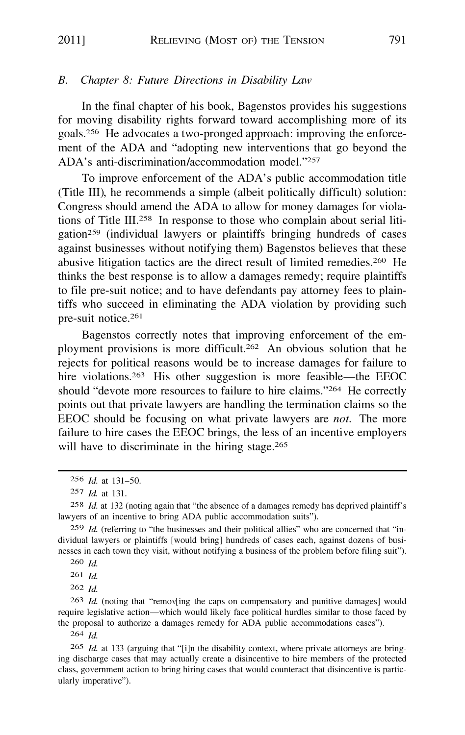### B. *Chapter 8: Future Directions in Disability Law*

In the final chapter of his book, Bagenstos provides his suggestions for moving disability rights forward toward accomplishing more of its goals.[256] He advocates a two-pronged approach: improving the enforcement of the ADA and "adopting new interventions that go beyond the ADA's anti-discrimination/accommodation model."[257]

To improve enforcement of the ADA's public accommodation title (Title III), he recommends a simple (albeit politically difficult) solution: Congress should amend the ADA to allow for money damages for violations of Title III.[258] In response to those who complain about serial litigation[259] (individual lawyers or plaintiffs bringing hundreds of cases against businesses without notifying them) Bagenstos believes that these abusive litigation tactics are the direct result of limited remedies.[260] He thinks the best response is to allow a damages remedy; require plaintiffs to file pre-suit notice; and to have defendants pay attorney fees to plaintiffs who succeed in eliminating the ADA violation by providing such pre-suit notice.[261]

Bagenstos correctly notes that improving enforcement of the employment provisions is more difficult.[262] An obvious solution that he rejects for political reasons would be to increase damages for failure to hire violations.[263] His other suggestion is more feasible—the EEOC should "devote more resources to failure to hire claims."[264] He correctly points out that private lawyers are handling the termination claims so the EEOC should be focusing on what private lawyers are *not*. The more failure to hire cases the EEOC brings, the less of an incentive employers will have to discriminate in the hiring stage.[265]

---

256 *Id.* at 131–50.

257 *Id.* at 131.

258 *Id.* at 132 (noting again that "the absence of a damages remedy has deprived plaintiff's lawyers of an incentive to bring ADA public accommodation suits").

259 *Id.* (referring to "the businesses and their political allies" who are concerned that "individual lawyers or plaintiffs [would bring] hundreds of cases each, against dozens of businesses in each town they visit, without notifying a business of the problem before filing suit").

260 *Id.*

261 *Id.*

262 *Id.*

263 *Id.* (noting that "remov[ing the caps on compensatory and punitive damages] would require legislative action—which would likely face political hurdles similar to those faced by the proposal to authorize a damages remedy for ADA public accommodations cases").

264 *Id.*

265 *Id.* at 133 (arguing that "[i]n the disability context, where private attorneys are bringing discharge cases that may actually create a disincentive to hire members of the protected class, government action to bring hiring cases that would counteract that disincentive is particularly imperative").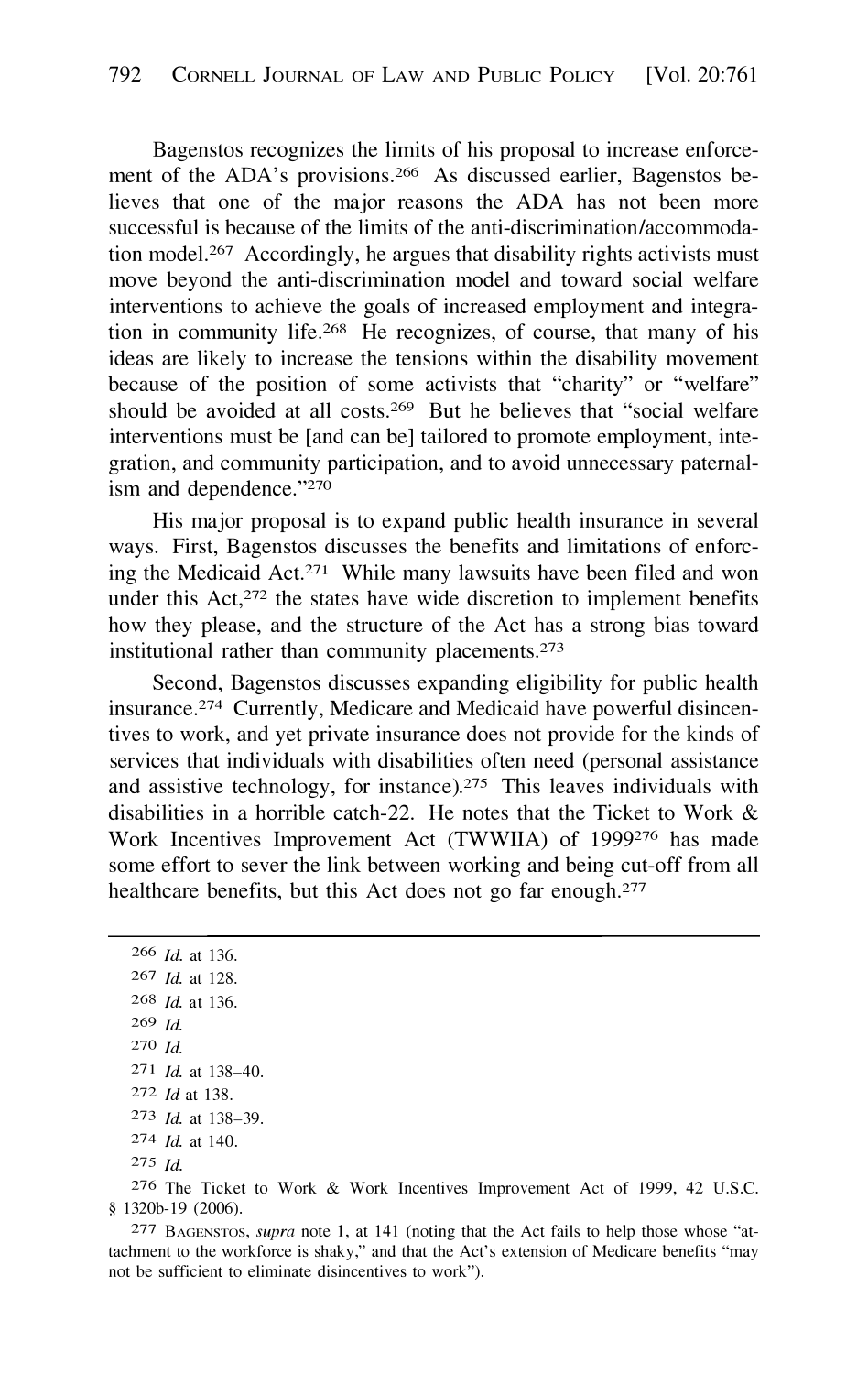Bagenstos recognizes the limits of his proposal to increase enforcement of the ADA's provisions.[266] As discussed earlier, Bagenstos believes that one of the major reasons the ADA has not been more successful is because of the limits of the anti-discrimination/accommodation model.[267] Accordingly, he argues that disability rights activists must move beyond the anti-discrimination model and toward social welfare interventions to achieve the goals of increased employment and integration in community life.[268] He recognizes, of course, that many of his ideas are likely to increase the tensions within the disability movement because of the position of some activists that "charity" or "welfare" should be avoided at all costs.[269] But he believes that "social welfare interventions must be [and can be] tailored to promote employment, integration, and community participation, and to avoid unnecessary paternalism and dependence."[270]

His major proposal is to expand public health insurance in several ways. First, Bagenstos discusses the benefits and limitations of enforcing the Medicaid Act.[271] While many lawsuits have been filed and won under this Act,[272] the states have wide discretion to implement benefits how they please, and the structure of the Act has a strong bias toward institutional rather than community placements.[273]

Second, Bagenstos discusses expanding eligibility for public health insurance.[274] Currently, Medicare and Medicaid have powerful disincentives to work, and yet private insurance does not provide for the kinds of services that individuals with disabilities often need (personal assistance and assistive technology, for instance).[275] This leaves individuals with disabilities in a horrible catch-22. He notes that the Ticket to Work & Work Incentives Improvement Act (TWWIIA) of 1999[276] has made some effort to sever the link between working and being cut-off from all healthcare benefits, but this Act does not go far enough.[277]

---

[266] *Id.* at 136.

[267] *Id.* at 128.

[268] *Id.* at 136.

[269] *Id.*

[270] *Id.*

[271] *Id.* at 138–40.

[272] *Id* at 138.

[273] *Id.* at 138–39.

[274] *Id.* at 140.

[275] *Id.*

[276] The Ticket to Work & Work Incentives Improvement Act of 1999, 42 U.S.C. § 1320b-19 (2006).

[277] Bagenstos, *supra* note 1, at 141 (noting that the Act fails to help those whose "attachment to the workforce is shaky," and that the Act's extension of Medicare benefits "may not be sufficient to eliminate disincentives to work").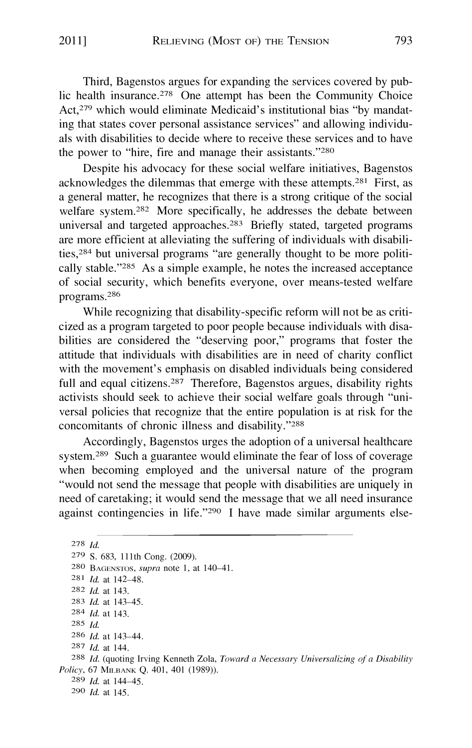Third, Bagenstos argues for expanding the services covered by public health insurance.[278] One attempt has been the Community Choice Act,[279] which would eliminate Medicaid's institutional bias "by mandating that states cover personal assistance services" and allowing individuals with disabilities to decide where to receive these services and to have the power to "hire, fire and manage their assistants."[280]

Despite his advocacy for these social welfare initiatives, Bagenstos acknowledges the dilemmas that emerge with these attempts.[281] First, as a general matter, he recognizes that there is a strong critique of the social welfare system.[282] More specifically, he addresses the debate between universal and targeted approaches.[283] Briefly stated, targeted programs are more efficient at alleviating the suffering of individuals with disabilities,[284] but universal programs "are generally thought to be more politically stable."[285] As a simple example, he notes the increased acceptance of social security, which benefits everyone, over means-tested welfare programs.[286]

While recognizing that disability-specific reform will not be as criticized as a program targeted to poor people because individuals with disabilities are considered the "deserving poor," programs that foster the attitude that individuals with disabilities are in need of charity conflict with the movement's emphasis on disabled individuals being considered full and equal citizens.[287] Therefore, Bagenstos argues, disability rights activists should seek to achieve their social welfare goals through "universal policies that recognize that the entire population is at risk for the concomitants of chronic illness and disability."[288]

Accordingly, Bagenstos urges the adoption of a universal healthcare system.[289] Such a guarantee would eliminate the fear of loss of coverage when becoming employed and the universal nature of the program "would not send the message that people with disabilities are uniquely in need of caretaking; it would send the message that we all need insurance against contingencies in life."[290] I have made similar arguments else-

---

[278] *Id.*

[279] S. 683, 111th Cong. (2009).

[280] Bagenstos, *supra* note 1, at 140–41.

[281] *Id.* at 142–48.

[282] *Id.* at 143.

[283] *Id.* at 143–45.

[284] *Id.* at 143.

[285] *Id.*

[286] *Id.* at 143–44.

[287] *Id.* at 144.

[288] *Id.* (quoting Irving Kenneth Zola, *Toward a Necessary Universalizing of a Disability Policy*, 67 Milbank Q. 401, 401 (1989)).

[289] *Id.* at 144–45.

[290] *Id.* at 145.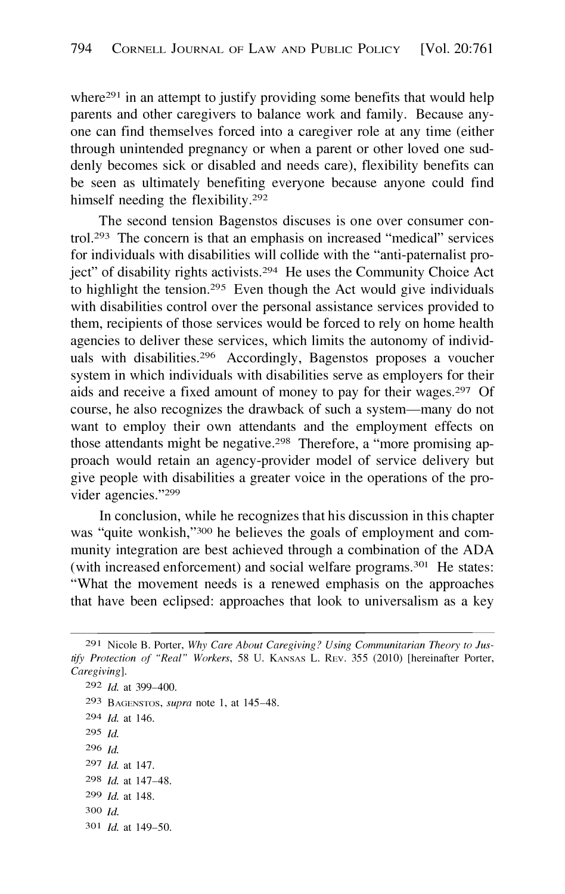where[291] in an attempt to justify providing some benefits that would help parents and other caregivers to balance work and family. Because anyone can find themselves forced into a caregiver role at any time (either through unintended pregnancy or when a parent or other loved one suddenly becomes sick or disabled and needs care), flexibility benefits can be seen as ultimately benefiting everyone because anyone could find himself needing the flexibility.[292]

The second tension Bagenstos discuses is one over consumer control.[293] The concern is that an emphasis on increased "medical" services for individuals with disabilities will collide with the "anti-paternalist project" of disability rights activists.[294] He uses the Community Choice Act to highlight the tension.[295] Even though the Act would give individuals with disabilities control over the personal assistance services provided to them, recipients of those services would be forced to rely on home health agencies to deliver these services, which limits the autonomy of individuals with disabilities.[296] Accordingly, Bagenstos proposes a voucher system in which individuals with disabilities serve as employers for their aids and receive a fixed amount of money to pay for their wages.[297] Of course, he also recognizes the drawback of such a system—many do not want to employ their own attendants and the employment effects on those attendants might be negative.[298] Therefore, a "more promising approach would retain an agency-provider model of service delivery but give people with disabilities a greater voice in the operations of the provider agencies."[299]

In conclusion, while he recognizes that his discussion in this chapter was "quite wonkish,"[300] he believes the goals of employment and community integration are best achieved through a combination of the ADA (with increased enforcement) and social welfare programs.[301] He states: "What the movement needs is a renewed emphasis on the approaches that have been eclipsed: approaches that look to universalism as a key

---

[291] Nicole B. Porter, *Why Care About Caregiving? Using Communitarian Theory to Justify Protection of "Real" Workers*, 58 U. Kansas L. Rev. 355 (2010) [hereinafter Porter, *Caregiving*].

[292] *Id.* at 399–400.

[293] Bagenstos, *supra* note 1, at 145–48.

[294] *Id.* at 146.

[295] *Id.*

[296] *Id.*

[297] *Id.* at 147.

[298] *Id.* at 147–48.

[299] *Id.* at 148.

[300] *Id.*

[301] *Id.* at 149–50.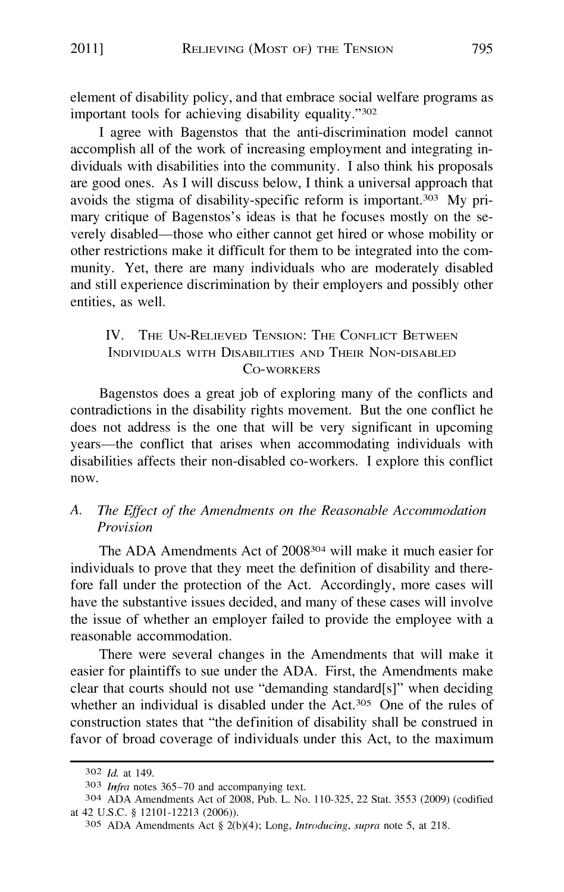element of disability policy, and that embrace social welfare programs as important tools for achieving disability equality."[302]

I agree with Bagenstos that the anti-discrimination model cannot accomplish all of the work of increasing employment and integrating individuals with disabilities into the community. I also think his proposals are good ones. As I will discuss below, I think a universal approach that avoids the stigma of disability-specific reform is important.[303] My primary critique of Bagenstos's ideas is that he focuses mostly on the severely disabled—those who either cannot get hired or whose mobility or other restrictions make it difficult for them to be integrated into the community. Yet, there are many individuals who are moderately disabled and still experience discrimination by their employers and possibly other entities, as well.

## IV. The Un-Relieved Tension: The Conflict Between Individuals with Disabilities and Their Non-disabled Co-workers

Bagenstos does a great job of exploring many of the conflicts and contradictions in the disability rights movement. But the one conflict he does not address is the one that will be very significant in upcoming years—the conflict that arises when accommodating individuals with disabilities affects their non-disabled co-workers. I explore this conflict now.

### A. *The Effect of the Amendments on the Reasonable Accommodation Provision*

The ADA Amendments Act of 2008[304] will make it much easier for individuals to prove that they meet the definition of disability and therefore fall under the protection of the Act. Accordingly, more cases will have the substantive issues decided, and many of these cases will involve the issue of whether an employer failed to provide the employee with a reasonable accommodation.

There were several changes in the Amendments that will make it easier for plaintiffs to sue under the ADA. First, the Amendments make clear that courts should not use "demanding standard[s]" when deciding whether an individual is disabled under the Act.[305] One of the rules of construction states that "the definition of disability shall be construed in favor of broad coverage of individuals under this Act, to the maximum

---

[302] *Id.* at 149.

[303] *Infra* notes 365–70 and accompanying text.

[304] ADA Amendments Act of 2008, Pub. L. No. 110-325, 22 Stat. 3553 (2009) (codified at 42 U.S.C. § 12101-12213 (2006)).

[305] ADA Amendments Act § 2(b)(4); Long, *Introducing*, *supra* note 5, at 218.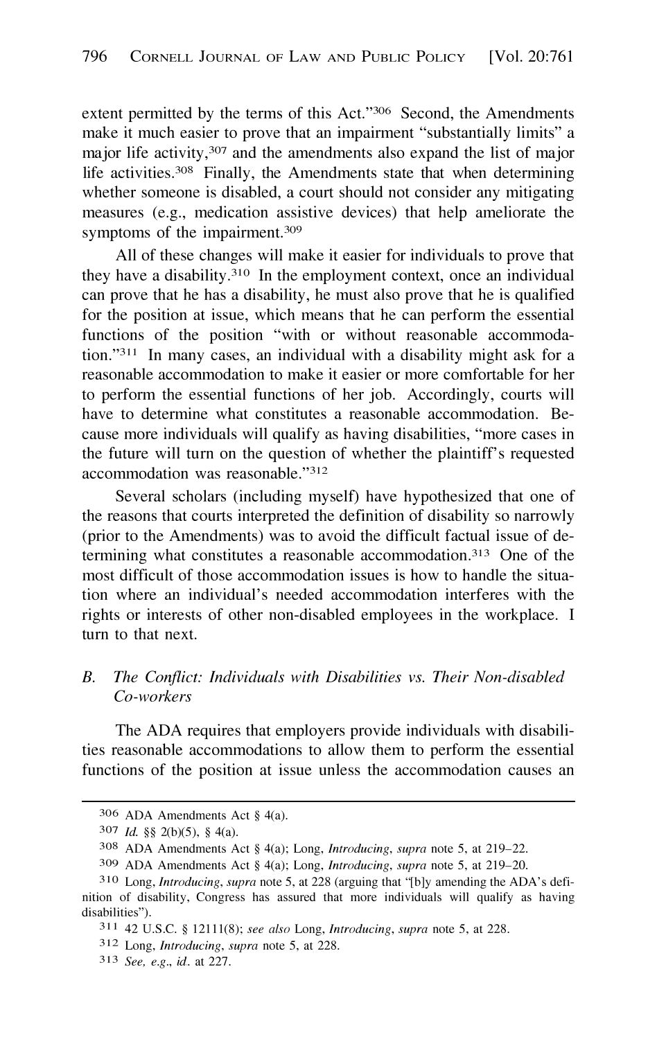extent permitted by the terms of this Act."[306] Second, the Amendments make it much easier to prove that an impairment "substantially limits" a major life activity,[307] and the amendments also expand the list of major life activities.[308] Finally, the Amendments state that when determining whether someone is disabled, a court should not consider any mitigating measures (e.g., medication assistive devices) that help ameliorate the symptoms of the impairment.[309]

All of these changes will make it easier for individuals to prove that they have a disability.[310] In the employment context, once an individual can prove that he has a disability, he must also prove that he is qualified for the position at issue, which means that he can perform the essential functions of the position "with or without reasonable accommodation."[311] In many cases, an individual with a disability might ask for a reasonable accommodation to make it easier or more comfortable for her to perform the essential functions of her job. Accordingly, courts will have to determine what constitutes a reasonable accommodation. Because more individuals will qualify as having disabilities, "more cases in the future will turn on the question of whether the plaintiff's requested accommodation was reasonable."[312]

Several scholars (including myself) have hypothesized that one of the reasons that courts interpreted the definition of disability so narrowly (prior to the Amendments) was to avoid the difficult factual issue of determining what constitutes a reasonable accommodation.[313] One of the most difficult of those accommodation issues is how to handle the situation where an individual's needed accommodation interferes with the rights or interests of other non-disabled employees in the workplace. I turn to that next.

### B. *The Conflict: Individuals with Disabilities vs. Their Non-disabled Co-workers*

The ADA requires that employers provide individuals with disabilities reasonable accommodations to allow them to perform the essential functions of the position at issue unless the accommodation causes an

---

[306] ADA Amendments Act § 4(a).

[307] *Id.* §§ 2(b)(5), § 4(a).

[308] ADA Amendments Act § 4(a); Long, *Introducing*, *supra* note 5, at 219–22.

[309] ADA Amendments Act § 4(a); Long, *Introducing*, *supra* note 5, at 219–20.

[310] Long, *Introducing*, *supra* note 5, at 228 (arguing that "[b]y amending the ADA's definition of disability, Congress has assured that more individuals will qualify as having disabilities").

[311] 42 U.S.C. § 12111(8); *see also* Long, *Introducing*, *supra* note 5, at 228.

[312] Long, *Introducing*, *supra* note 5, at 228.

[313] *See, e.g.*, *id.* at 227.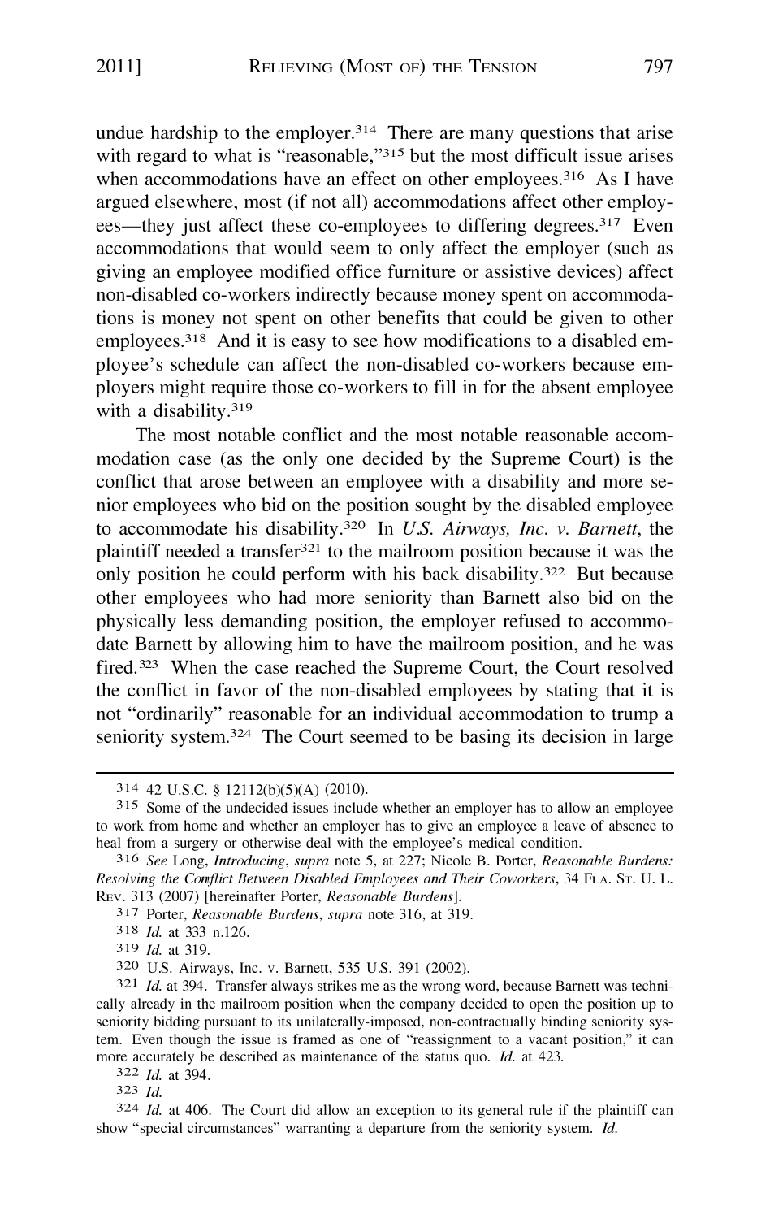undue hardship to the employer.[314] There are many questions that arise with regard to what is "reasonable,"[315] but the most difficult issue arises when accommodations have an effect on other employees.[316] As I have argued elsewhere, most (if not all) accommodations affect other employees—they just affect these co-employees to differing degrees.[317] Even accommodations that would seem to only affect the employer (such as giving an employee modified office furniture or assistive devices) affect non-disabled co-workers indirectly because money spent on accommodations is money not spent on other benefits that could be given to other employees.[318] And it is easy to see how modifications to a disabled employee's schedule can affect the non-disabled co-workers because employers might require those co-workers to fill in for the absent employee with a disability.[319]

The most notable conflict and the most notable reasonable accommodation case (as the only one decided by the Supreme Court) is the conflict that arose between an employee with a disability and more senior employees who bid on the position sought by the disabled employee to accommodate his disability.[320] In *U.S. Airways, Inc. v. Barnett*, the plaintiff needed a transfer[321] to the mailroom position because it was the only position he could perform with his back disability.[322] But because other employees who had more seniority than Barnett also bid on the physically less demanding position, the employer refused to accommodate Barnett by allowing him to have the mailroom position, and he was fired.[323] When the case reached the Supreme Court, the Court resolved the conflict in favor of the non-disabled employees by stating that it is not "ordinarily" reasonable for an individual accommodation to trump a seniority system.[324] The Court seemed to be basing its decision in large

---

314 42 U.S.C. § 12112(b)(5)(A) (2010).

315 Some of the undecided issues include whether an employer has to allow an employee to work from home and whether an employer has to give an employee a leave of absence to heal from a surgery or otherwise deal with the employee's medical condition.

316 *See* Long, *Introducing*, *supra* note 5, at 227; Nicole B. Porter, *Reasonable Burdens: Resolving the Conflict Between Disabled Employees and Their Coworkers*, 34 FLA. ST. U. L. REV. 313 (2007) [hereinafter Porter, *Reasonable Burdens*].

317 Porter, *Reasonable Burdens*, *supra* note 316, at 319.

318 *Id.* at 333 n.126.

319 *Id.* at 319.

320 U.S. Airways, Inc. v. Barnett, 535 U.S. 391 (2002).

321 *Id.* at 394. Transfer always strikes me as the wrong word, because Barnett was technically already in the mailroom position when the company decided to open the position up to seniority bidding pursuant to its unilaterally-imposed, non-contractually binding seniority system. Even though the issue is framed as one of "reassignment to a vacant position," it can more accurately be described as maintenance of the status quo. *Id.* at 423.

322 *Id.* at 394.

323 *Id.*

324 *Id.* at 406. The Court did allow an exception to its general rule if the plaintiff can show "special circumstances" warranting a departure from the seniority system. *Id.*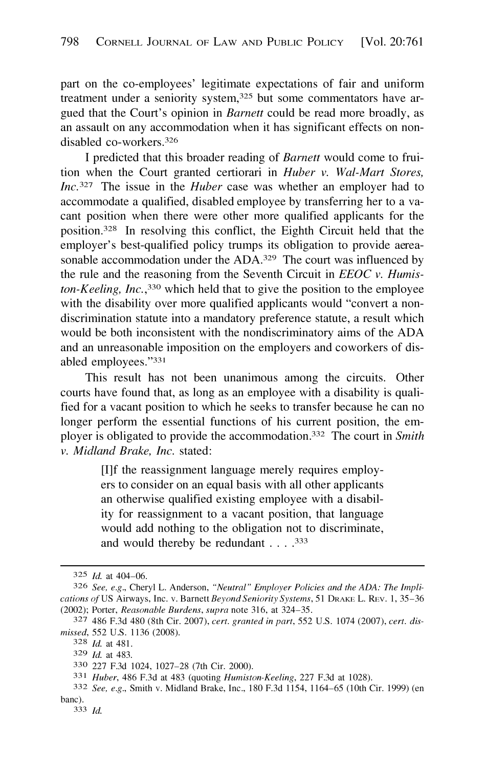part on the co-employees' legitimate expectations of fair and uniform treatment under a seniority system,[325] but some commentators have argued that the Court's opinion in *Barnett* could be read more broadly, as an assault on any accommodation when it has significant effects on non-disabled co-workers.[326]

I predicted that this broader reading of *Barnett* would come to fruition when the Court granted certiorari in *Huber v. Wal-Mart Stores, Inc.*[327] The issue in the *Huber* case was whether an employer had to accommodate a qualified, disabled employee by transferring her to a vacant position when there were other more qualified applicants for the position.[328] In resolving this conflict, the Eighth Circuit held that the employer's best-qualified policy trumps its obligation to provide aereasonable accommodation under the ADA.[329] The court was influenced by the rule and the reasoning from the Seventh Circuit in *EEOC v. Humiston-Keeling, Inc.*,[330] which held that to give the position to the employee with the disability over more qualified applicants would "convert a non-discrimination statute into a mandatory preference statute, a result which would be both inconsistent with the nondiscriminatory aims of the ADA and an unreasonable imposition on the employers and coworkers of disabled employees."[331]

This result has not been unanimous among the circuits. Other courts have found that, as long as an employee with a disability is qualified for a vacant position to which he seeks to transfer because he can no longer perform the essential functions of his current position, the employer is obligated to provide the accommodation.[332] The court in *Smith v. Midland Brake, Inc.* stated:

> [I]f the reassignment language merely requires employers to consider on an equal basis with all other applicants an otherwise qualified existing employee with a disability for reassignment to a vacant position, that language would add nothing to the obligation not to discriminate, and would thereby be redundant . . . .[333]

---

[325] *Id.* at 404–06.

[326] *See, e.g.*, Cheryl L. Anderson, *"Neutral" Employer Policies and the ADA: The Implications of* US Airways, Inc. v. Barnett *Beyond Seniority Systems*, 51 Drake L. Rev. 1, 35–36 (2002); Porter, *Reasonable Burdens*, *supra* note 316, at 324–35.

[327] 486 F.3d 480 (8th Cir. 2007), *cert. granted in part*, 552 U.S. 1074 (2007), *cert. dismissed*, 552 U.S. 1136 (2008).

[328] *Id.* at 481.

[329] *Id.* at 483.

[330] 227 F.3d 1024, 1027–28 (7th Cir. 2000).

[331] *Huber*, 486 F.3d at 483 (quoting *Humiston-Keeling*, 227 F.3d at 1028).

[332] *See, e.g.*, Smith v. Midland Brake, Inc., 180 F.3d 1154, 1164–65 (10th Cir. 1999) (en banc).

[333] *Id.*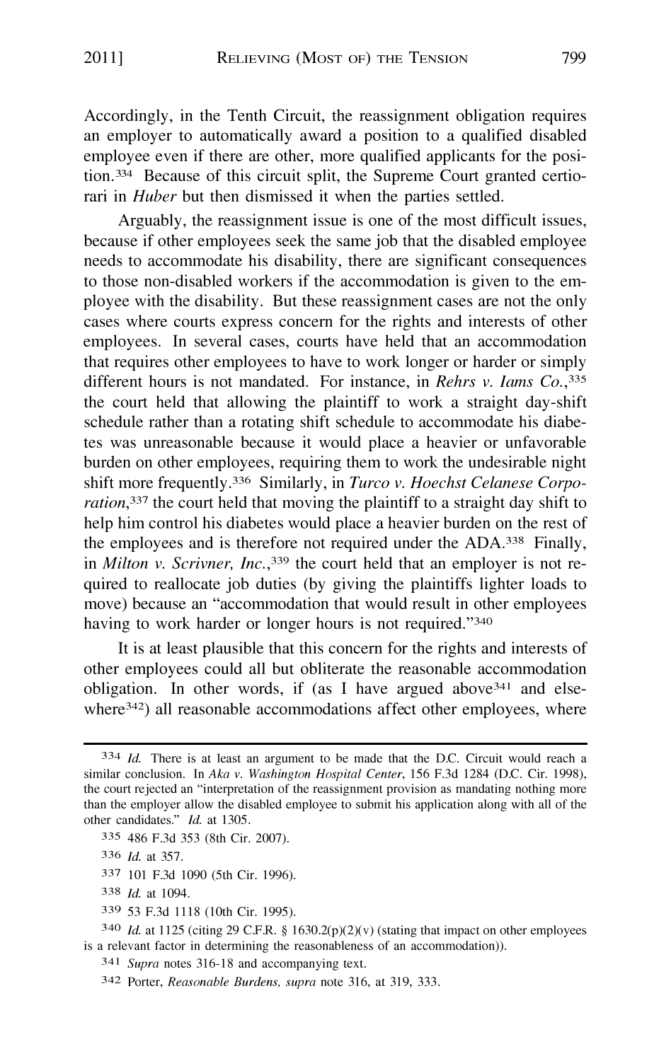Accordingly, in the Tenth Circuit, the reassignment obligation requires an employer to automatically award a position to a qualified disabled employee even if there are other, more qualified applicants for the position.[334] Because of this circuit split, the Supreme Court granted certiorari in *Huber* but then dismissed it when the parties settled.

Arguably, the reassignment issue is one of the most difficult issues, because if other employees seek the same job that the disabled employee needs to accommodate his disability, there are significant consequences to those non-disabled workers if the accommodation is given to the employee with the disability. But these reassignment cases are not the only cases where courts express concern for the rights and interests of other employees. In several cases, courts have held that an accommodation that requires other employees to have to work longer or harder or simply different hours is not mandated. For instance, in *Rehrs v. Iams Co.*,[335] the court held that allowing the plaintiff to work a straight day-shift schedule rather than a rotating shift schedule to accommodate his diabetes was unreasonable because it would place a heavier or unfavorable burden on other employees, requiring them to work the undesirable night shift more frequently.[336] Similarly, in *Turco v. Hoechst Celanese Corporation*,[337] the court held that moving the plaintiff to a straight day shift to help him control his diabetes would place a heavier burden on the rest of the employees and is therefore not required under the ADA.[338] Finally, in *Milton v. Scrivner, Inc.*,[339] the court held that an employer is not required to reallocate job duties (by giving the plaintiffs lighter loads to move) because an "accommodation that would result in other employees having to work harder or longer hours is not required."[340]

It is at least plausible that this concern for the rights and interests of other employees could all but obliterate the reasonable accommodation obligation. In other words, if (as I have argued above[341] and elsewhere[342]) all reasonable accommodations affect other employees, where

---

[334] *Id.* There is at least an argument to be made that the D.C. Circuit would reach a similar conclusion. In *Aka v. Washington Hospital Center*, 156 F.3d 1284 (D.C. Cir. 1998), the court rejected an "interpretation of the reassignment provision as mandating nothing more than the employer allow the disabled employee to submit his application along with all of the other candidates." *Id.* at 1305.

[335] 486 F.3d 353 (8th Cir. 2007).

[336] *Id.* at 357.

[337] 101 F.3d 1090 (5th Cir. 1996).

[338] *Id.* at 1094.

[339] 53 F.3d 1118 (10th Cir. 1995).

[340] *Id.* at 1125 (citing 29 C.F.R. § 1630.2(p)(2)(v) (stating that impact on other employees is a relevant factor in determining the reasonableness of an accommodation)).

[341] *Supra* notes 316-18 and accompanying text.

[342] Porter, *Reasonable Burdens*, *supra* note 316, at 319, 333.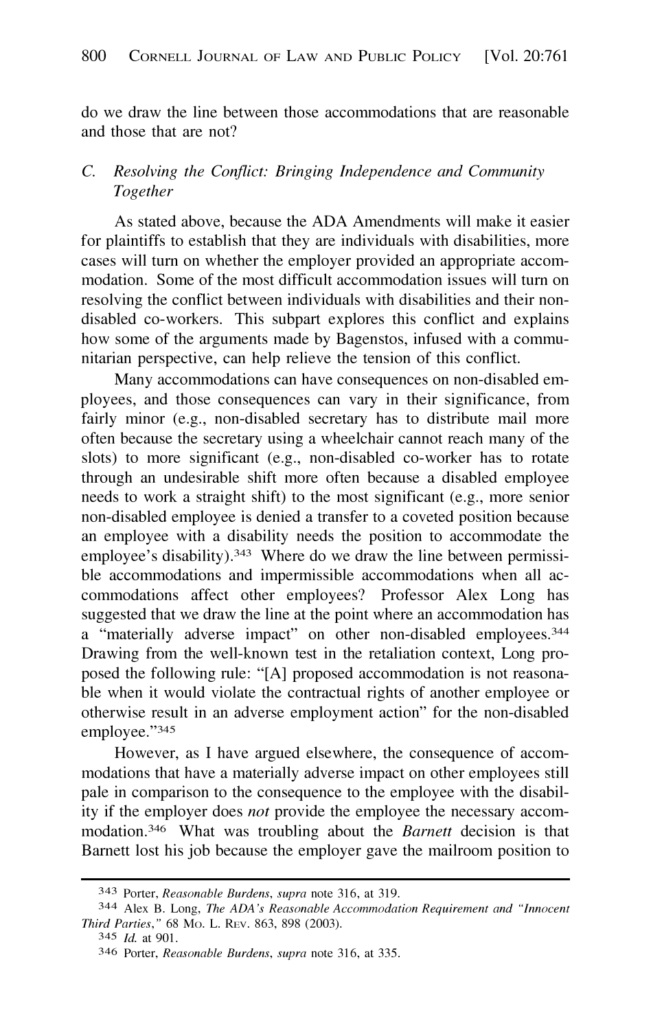do we draw the line between those accommodations that are reasonable and those that are not?

### C. *Resolving the Conflict: Bringing Independence and Community Together*

As stated above, because the ADA Amendments will make it easier for plaintiffs to establish that they are individuals with disabilities, more cases will turn on whether the employer provided an appropriate accommodation. Some of the most difficult accommodation issues will turn on resolving the conflict between individuals with disabilities and their non-disabled co-workers. This subpart explores this conflict and explains how some of the arguments made by Bagenstos, infused with a communitarian perspective, can help relieve the tension of this conflict.

Many accommodations can have consequences on non-disabled employees, and those consequences can vary in their significance, from fairly minor (e.g., non-disabled secretary has to distribute mail more often because the secretary using a wheelchair cannot reach many of the slots) to more significant (e.g., non-disabled co-worker has to rotate through an undesirable shift more often because a disabled employee needs to work a straight shift) to the most significant (e.g., more senior non-disabled employee is denied a transfer to a coveted position because an employee with a disability needs the position to accommodate the employee's disability).[343] Where do we draw the line between permissible accommodations and impermissible accommodations when all accommodations affect other employees? Professor Alex Long has suggested that we draw the line at the point where an accommodation has a "materially adverse impact" on other non-disabled employees.[344] Drawing from the well-known test in the retaliation context, Long proposed the following rule: "[A] proposed accommodation is not reasonable when it would violate the contractual rights of another employee or otherwise result in an adverse employment action" for the non-disabled employee."[345]

However, as I have argued elsewhere, the consequence of accommodations that have a materially adverse impact on other employees still pale in comparison to the consequence to the employee with the disability if the employer does *not* provide the employee the necessary accommodation.[346] What was troubling about the *Barnett* decision is that Barnett lost his job because the employer gave the mailroom position to

---

[343] Porter, *Reasonable Burdens*, *supra* note 316, at 319.

[344] Alex B. Long, *The ADA's Reasonable Accommodation Requirement and "Innocent Third Parties*," 68 Mo. L. Rev. 863, 898 (2003).

[345] *Id.* at 901.

[346] Porter, *Reasonable Burdens*, *supra* note 316, at 335.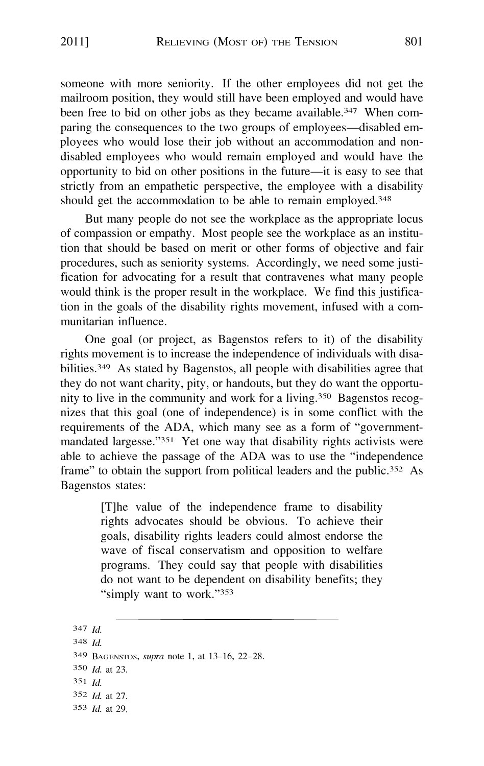someone with more seniority. If the other employees did not get the mailroom position, they would still have been employed and would have been free to bid on other jobs as they became available.[347] When comparing the consequences to the two groups of employees—disabled employees who would lose their job without an accommodation and non-disabled employees who would remain employed and would have the opportunity to bid on other positions in the future—it is easy to see that strictly from an empathetic perspective, the employee with a disability should get the accommodation to be able to remain employed.[348]

But many people do not see the workplace as the appropriate locus of compassion or empathy. Most people see the workplace as an institution that should be based on merit or other forms of objective and fair procedures, such as seniority systems. Accordingly, we need some justification for advocating for a result that contravenes what many people would think is the proper result in the workplace. We find this justification in the goals of the disability rights movement, infused with a communitarian influence.

One goal (or project, as Bagenstos refers to it) of the disability rights movement is to increase the independence of individuals with disabilities.[349] As stated by Bagenstos, all people with disabilities agree that they do not want charity, pity, or handouts, but they do want the opportunity to live in the community and work for a living.[350] Bagenstos recognizes that this goal (one of independence) is in some conflict with the requirements of the ADA, which many see as a form of "government-mandated largesse."[351] Yet one way that disability rights activists were able to achieve the passage of the ADA was to use the "independence frame" to obtain the support from political leaders and the public.[352] As Bagenstos states:

> [T]he value of the independence frame to disability rights advocates should be obvious. To achieve their goals, disability rights leaders could almost endorse the wave of fiscal conservatism and opposition to welfare programs. They could say that people with disabilities do not want to be dependent on disability benefits; they "simply want to work."[353]

---

[347] *Id.*

[348] *Id.*

[349] Bagenstos, *supra* note 1, at 13–16, 22–28.

[350] *Id.* at 23.

[351] *Id.*

[352] *Id.* at 27.

[353] *Id.* at 29.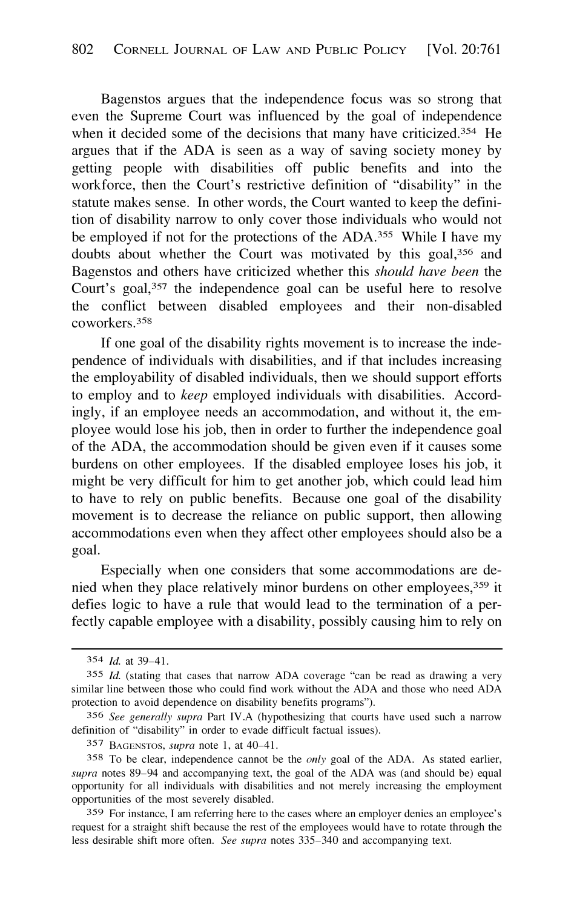Bagenstos argues that the independence focus was so strong that even the Supreme Court was influenced by the goal of independence when it decided some of the decisions that many have criticized.[354] He argues that if the ADA is seen as a way of saving society money by getting people with disabilities off public benefits and into the workforce, then the Court's restrictive definition of "disability" in the statute makes sense. In other words, the Court wanted to keep the definition of disability narrow to only cover those individuals who would not be employed if not for the protections of the ADA.[355] While I have my doubts about whether the Court was motivated by this goal,[356] and Bagenstos and others have criticized whether this *should have been* the Court's goal,[357] the independence goal can be useful here to resolve the conflict between disabled employees and their non-disabled coworkers.[358]

If one goal of the disability rights movement is to increase the independence of individuals with disabilities, and if that includes increasing the employability of disabled individuals, then we should support efforts to employ and to *keep* employed individuals with disabilities. Accordingly, if an employee needs an accommodation, and without it, the employee would lose his job, then in order to further the independence goal of the ADA, the accommodation should be given even if it causes some burdens on other employees. If the disabled employee loses his job, it might be very difficult for him to get another job, which could lead him to have to rely on public benefits. Because one goal of the disability movement is to decrease the reliance on public support, then allowing accommodations even when they affect other employees should also be a goal.

Especially when one considers that some accommodations are denied when they place relatively minor burdens on other employees,[359] it defies logic to have a rule that would lead to the termination of a perfectly capable employee with a disability, possibly causing him to rely on

---

[354] *Id.* at 39–41.

[355] *Id.* (stating that cases that narrow ADA coverage "can be read as drawing a very similar line between those who could find work without the ADA and those who need ADA protection to avoid dependence on disability benefits programs").

[356] *See generally supra* Part IV.A (hypothesizing that courts have used such a narrow definition of "disability" in order to evade difficult factual issues).

[357] Bagenstos, *supra* note 1, at 40–41.

[358] To be clear, independence cannot be the *only* goal of the ADA. As stated earlier, *supra* notes 89–94 and accompanying text, the goal of the ADA was (and should be) equal opportunity for all individuals with disabilities and not merely increasing the employment opportunities of the most severely disabled.

[359] For instance, I am referring here to the cases where an employer denies an employee's request for a straight shift because the rest of the employees would have to rotate through the less desirable shift more often. *See supra* notes 335–340 and accompanying text.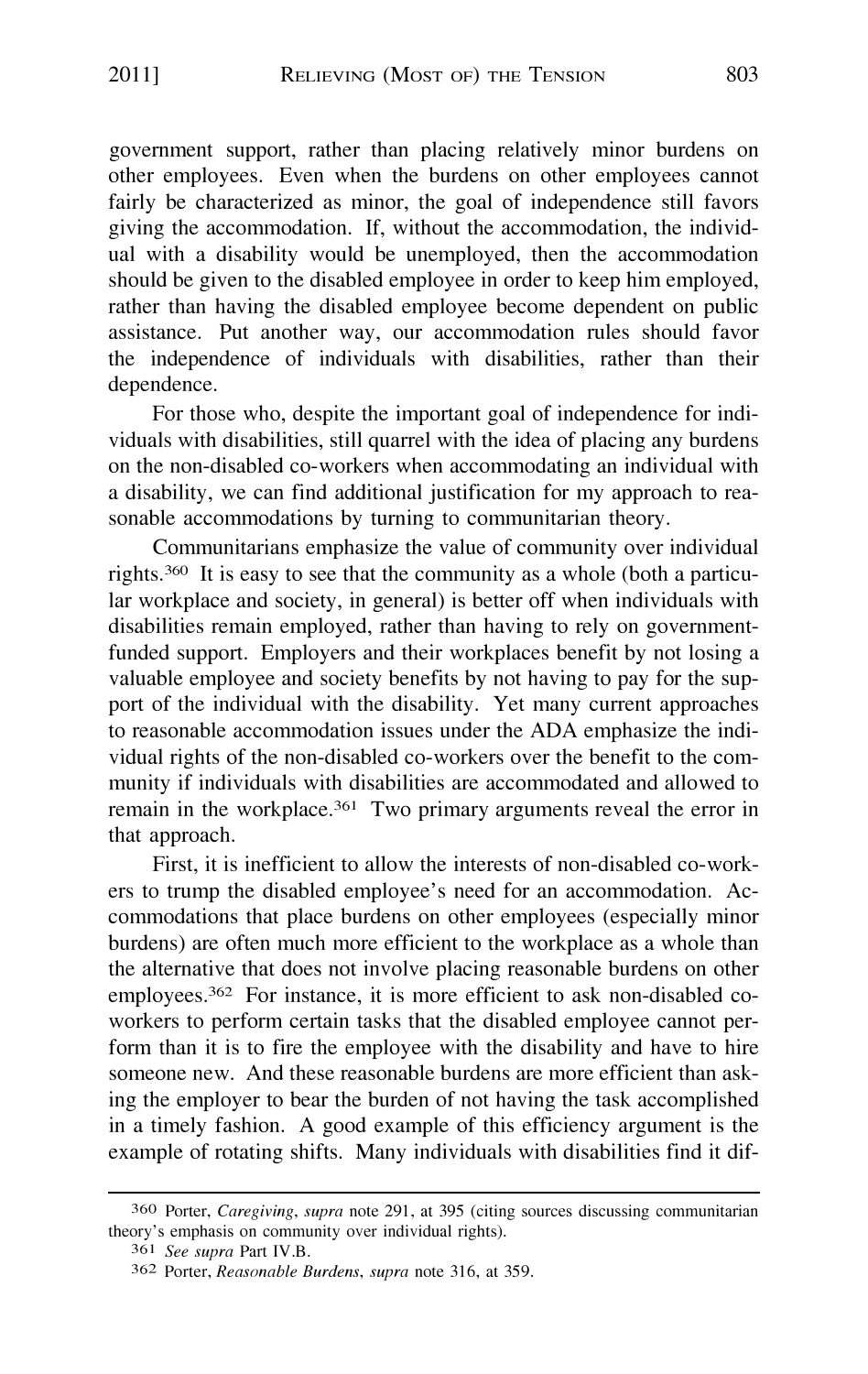government support, rather than placing relatively minor burdens on other employees. Even when the burdens on other employees cannot fairly be characterized as minor, the goal of independence still favors giving the accommodation. If, without the accommodation, the individual with a disability would be unemployed, then the accommodation should be given to the disabled employee in order to keep him employed, rather than having the disabled employee become dependent on public assistance. Put another way, our accommodation rules should favor the independence of individuals with disabilities, rather than their dependence.

For those who, despite the important goal of independence for individuals with disabilities, still quarrel with the idea of placing any burdens on the non-disabled co-workers when accommodating an individual with a disability, we can find additional justification for my approach to reasonable accommodations by turning to communitarian theory.

Communitarians emphasize the value of community over individual rights.[360] It is easy to see that the community as a whole (both a particular workplace and society, in general) is better off when individuals with disabilities remain employed, rather than having to rely on government-funded support. Employers and their workplaces benefit by not losing a valuable employee and society benefits by not having to pay for the support of the individual with the disability. Yet many current approaches to reasonable accommodation issues under the ADA emphasize the individual rights of the non-disabled co-workers over the benefit to the community if individuals with disabilities are accommodated and allowed to remain in the workplace.[361] Two primary arguments reveal the error in that approach.

First, it is inefficient to allow the interests of non-disabled co-workers to trump the disabled employee's need for an accommodation. Accommodations that place burdens on other employees (especially minor burdens) are often much more efficient to the workplace as a whole than the alternative that does not involve placing reasonable burdens on other employees.[362] For instance, it is more efficient to ask non-disabled co-workers to perform certain tasks that the disabled employee cannot perform than it is to fire the employee with the disability and have to hire someone new. And these reasonable burdens are more efficient than asking the employer to bear the burden of not having the task accomplished in a timely fashion. A good example of this efficiency argument is the example of rotating shifts. Many individuals with disabilities find it dif-

---

360 Porter, *Caregiving*, *supra* note 291, at 395 (citing sources discussing communitarian theory's emphasis on community over individual rights).

361 *See supra* Part IV.B.

362 Porter, *Reasonable Burdens*, *supra* note 316, at 359.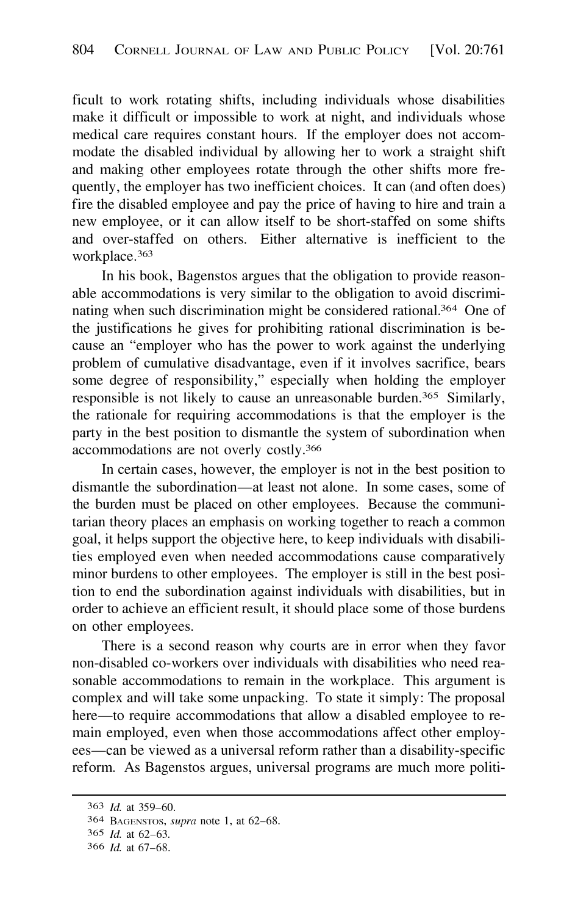ficult to work rotating shifts, including individuals whose disabilities make it difficult or impossible to work at night, and individuals whose medical care requires constant hours. If the employer does not accommodate the disabled individual by allowing her to work a straight shift and making other employees rotate through the other shifts more frequently, the employer has two inefficient choices. It can (and often does) fire the disabled employee and pay the price of having to hire and train a new employee, or it can allow itself to be short-staffed on some shifts and over-staffed on others. Either alternative is inefficient to the workplace.[363]

In his book, Bagenstos argues that the obligation to provide reasonable accommodations is very similar to the obligation to avoid discriminating when such discrimination might be considered rational.[364] One of the justifications he gives for prohibiting rational discrimination is because an "employer who has the power to work against the underlying problem of cumulative disadvantage, even if it involves sacrifice, bears some degree of responsibility," especially when holding the employer responsible is not likely to cause an unreasonable burden.[365] Similarly, the rationale for requiring accommodations is that the employer is the party in the best position to dismantle the system of subordination when accommodations are not overly costly.[366]

In certain cases, however, the employer is not in the best position to dismantle the subordination—at least not alone. In some cases, some of the burden must be placed on other employees. Because the communitarian theory places an emphasis on working together to reach a common goal, it helps support the objective here, to keep individuals with disabilities employed even when needed accommodations cause comparatively minor burdens to other employees. The employer is still in the best position to end the subordination against individuals with disabilities, but in order to achieve an efficient result, it should place some of those burdens on other employees.

There is a second reason why courts are in error when they favor non-disabled co-workers over individuals with disabilities who need reasonable accommodations to remain in the workplace. This argument is complex and will take some unpacking. To state it simply: The proposal here—to require accommodations that allow a disabled employee to remain employed, even when those accommodations affect other employees—can be viewed as a universal reform rather than a disability-specific reform. As Bagenstos argues, universal programs are much more politi-

---

[363] *Id.* at 359–60.

[364] BAGENSTOS, *supra* note 1, at 62–68.

[365] *Id.* at 62–63.

[366] *Id.* at 67–68.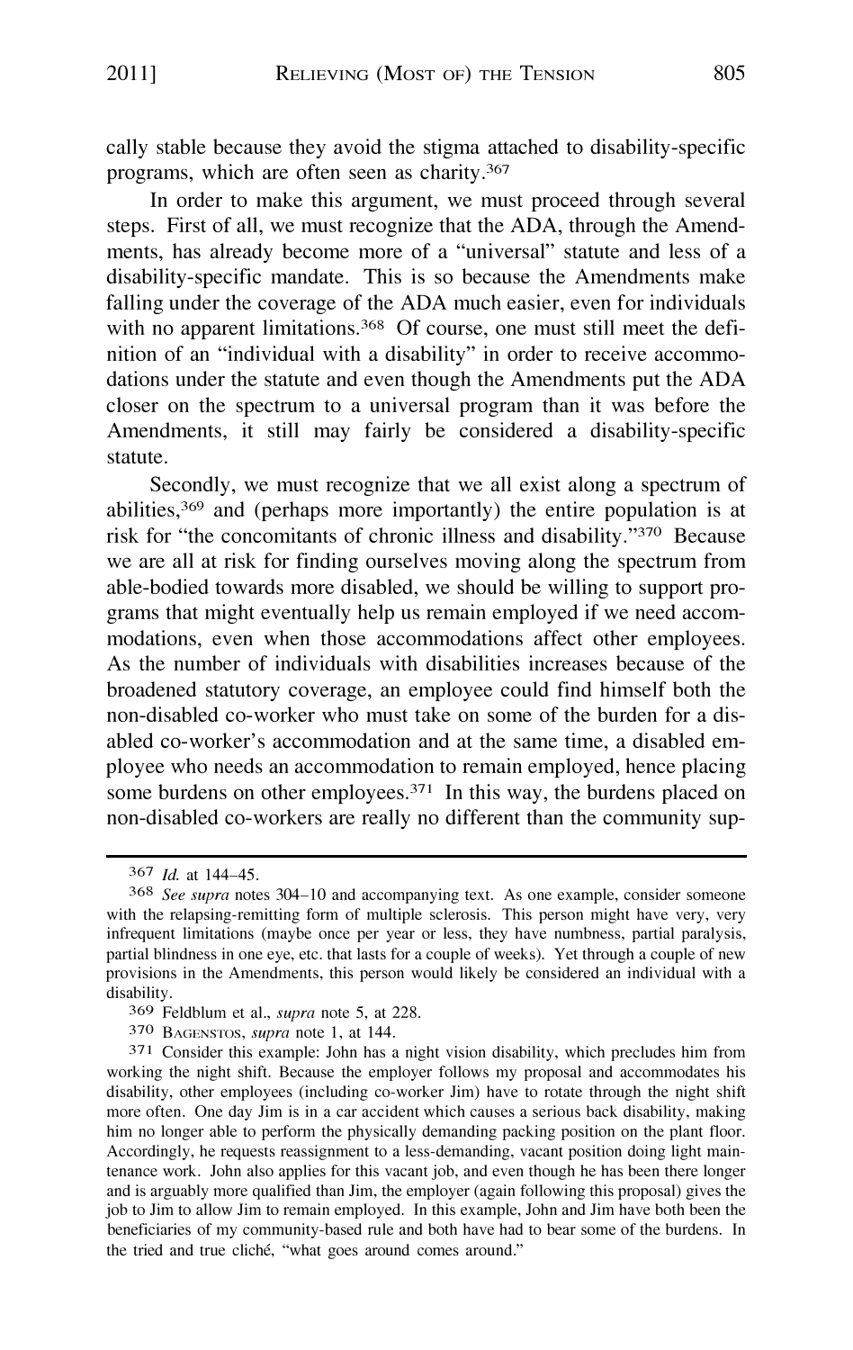cally stable because they avoid the stigma attached to disability-specific programs, which are often seen as charity.[367]

In order to make this argument, we must proceed through several steps. First of all, we must recognize that the ADA, through the Amendments, has already become more of a "universal" statute and less of a disability-specific mandate. This is so because the Amendments make falling under the coverage of the ADA much easier, even for individuals with no apparent limitations.[368] Of course, one must still meet the definition of an "individual with a disability" in order to receive accommodations under the statute and even though the Amendments put the ADA closer on the spectrum to a universal program than it was before the Amendments, it still may fairly be considered a disability-specific statute.

Secondly, we must recognize that we all exist along a spectrum of abilities,[369] and (perhaps more importantly) the entire population is at risk for "the concomitants of chronic illness and disability."[370] Because we are all at risk for finding ourselves moving along the spectrum from able-bodied towards more disabled, we should be willing to support programs that might eventually help us remain employed if we need accommodations, even when those accommodations affect other employees. As the number of individuals with disabilities increases because of the broadened statutory coverage, an employee could find himself both the non-disabled co-worker who must take on some of the burden for a disabled co-worker's accommodation and at the same time, a disabled employee who needs an accommodation to remain employed, hence placing some burdens on other employees.[371] In this way, the burdens placed on non-disabled co-workers are really no different than the community sup-

---

[367] *Id.* at 144–45.

[368] *See supra* notes 304–10 and accompanying text. As one example, consider someone with the relapsing-remitting form of multiple sclerosis. This person might have very, very infrequent limitations (maybe once per year or less, they have numbness, partial paralysis, partial blindness in one eye, etc. that lasts for a couple of weeks). Yet through a couple of new provisions in the Amendments, this person would likely be considered an individual with a disability.

[369] Feldblum et al., *supra* note 5, at 228.

[370] Bagenstos, *supra* note 1, at 144.

[371] Consider this example: John has a night vision disability, which precludes him from working the night shift. Because the employer follows my proposal and accommodates his disability, other employees (including co-worker Jim) have to rotate through the night shift more often. One day Jim is in a car accident which causes a serious back disability, making him no longer able to perform the physically demanding packing position on the plant floor. Accordingly, he requests reassignment to a less-demanding, vacant position doing light maintenance work. John also applies for this vacant job, and even though he has been there longer and is arguably more qualified than Jim, the employer (again following this proposal) gives the job to Jim to allow Jim to remain employed. In this example, John and Jim have both been the beneficiaries of my community-based rule and both have had to bear some of the burdens. In the tried and true cliché, "what goes around comes around."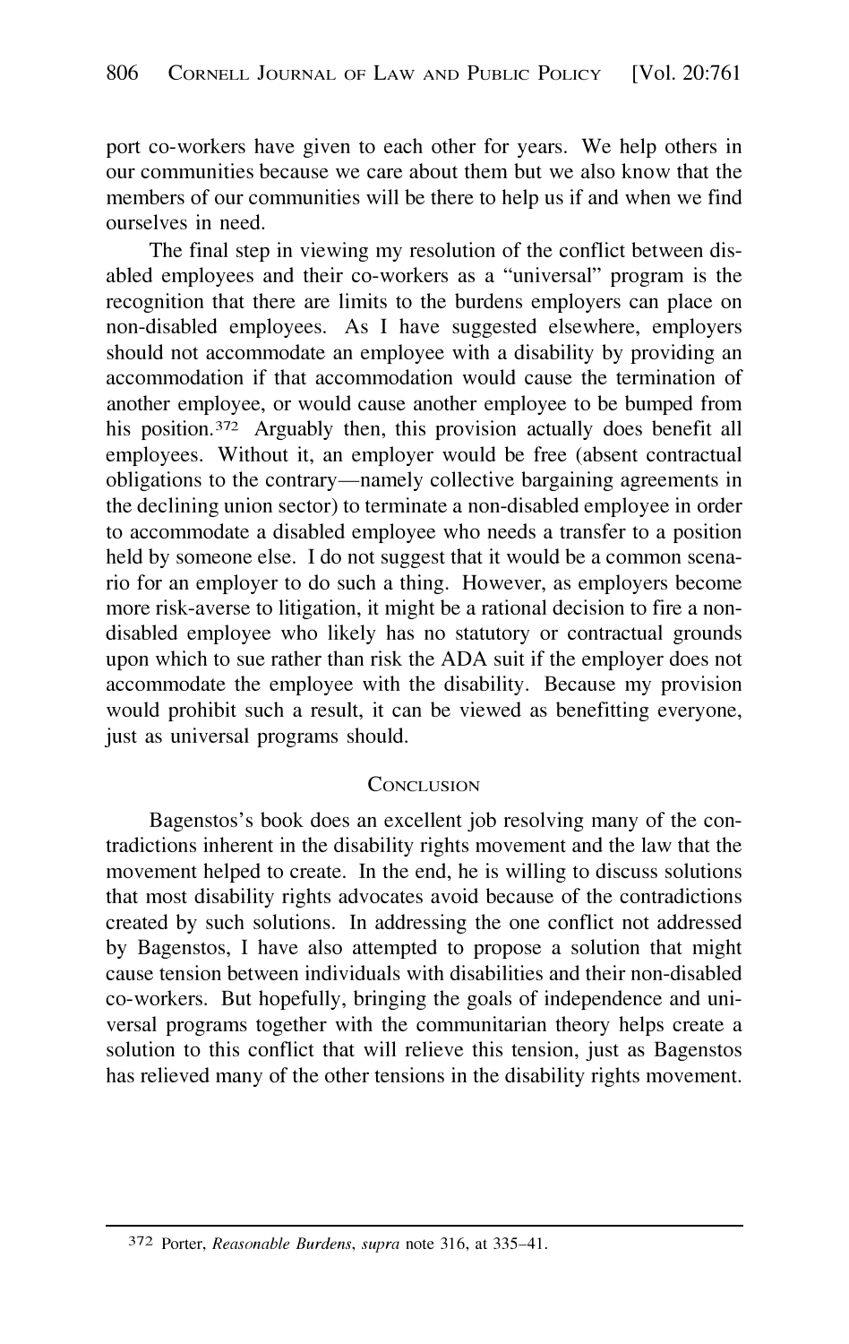port co-workers have given to each other for years. We help others in our communities because we care about them but we also know that the members of our communities will be there to help us if and when we find ourselves in need.

The final step in viewing my resolution of the conflict between disabled employees and their co-workers as a "universal" program is the recognition that there are limits to the burdens employers can place on non-disabled employees. As I have suggested elsewhere, employers should not accommodate an employee with a disability by providing an accommodation if that accommodation would cause the termination of another employee, or would cause another employee to be bumped from his position.[372] Arguably then, this provision actually does benefit all employees. Without it, an employer would be free (absent contractual obligations to the contrary—namely collective bargaining agreements in the declining union sector) to terminate a non-disabled employee in order to accommodate a disabled employee who needs a transfer to a position held by someone else. I do not suggest that it would be a common scenario for an employer to do such a thing. However, as employers become more risk-averse to litigation, it might be a rational decision to fire a non-disabled employee who likely has no statutory or contractual grounds upon which to sue rather than risk the ADA suit if the employer does not accommodate the employee with the disability. Because my provision would prohibit such a result, it can be viewed as benefitting everyone, just as universal programs should.

## Conclusion

Bagenstos's book does an excellent job resolving many of the contradictions inherent in the disability rights movement and the law that the movement helped to create. In the end, he is willing to discuss solutions that most disability rights advocates avoid because of the contradictions created by such solutions. In addressing the one conflict not addressed by Bagenstos, I have also attempted to propose a solution that might cause tension between individuals with disabilities and their non-disabled co-workers. But hopefully, bringing the goals of independence and universal programs together with the communitarian theory helps create a solution to this conflict that will relieve this tension, just as Bagenstos has relieved many of the other tensions in the disability rights movement.

---

[372] Porter, *Reasonable Burdens*, *supra* note 316, at 335–41.